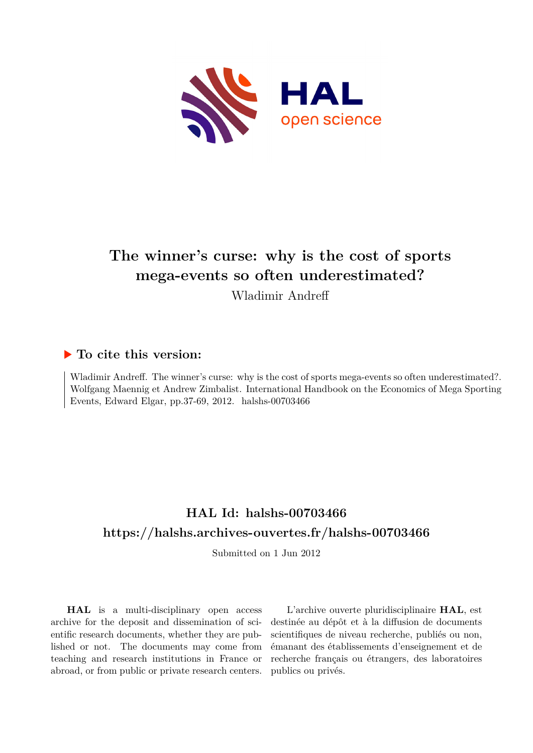# The winner's curse: why is the cost of sports mega-events so often underestimated?

Wladimir Andreff

## ▶ To cite this version:

Wladimir Andreff. The winner's curse: why is the cost of sports mega-events so often underestimated?. Wolfgang Maennig et Andrew Zimbalist. International Handbook on the Economics of Mega Sporting Events, Edward Elgar, pp.37-69, 2012. halshs-00703466

## HAL Id: halshs-00703466
## https://halshs.archives-ouvertes.fr/halshs-00703466

Submitted on 1 Jun 2012

**HAL** is a multi-disciplinary open access archive for the deposit and dissemination of scientific research documents, whether they are published or not. The documents may come from teaching and research institutions in France or abroad, or from public or private research centers.

L'archive ouverte pluridisciplinaire **HAL**, est destinée au dépôt et à la diffusion de documents scientifiques de niveau recherche, publiés ou non, émanant des établissements d'enseignement et de recherche français ou étrangers, des laboratoires publics ou privés.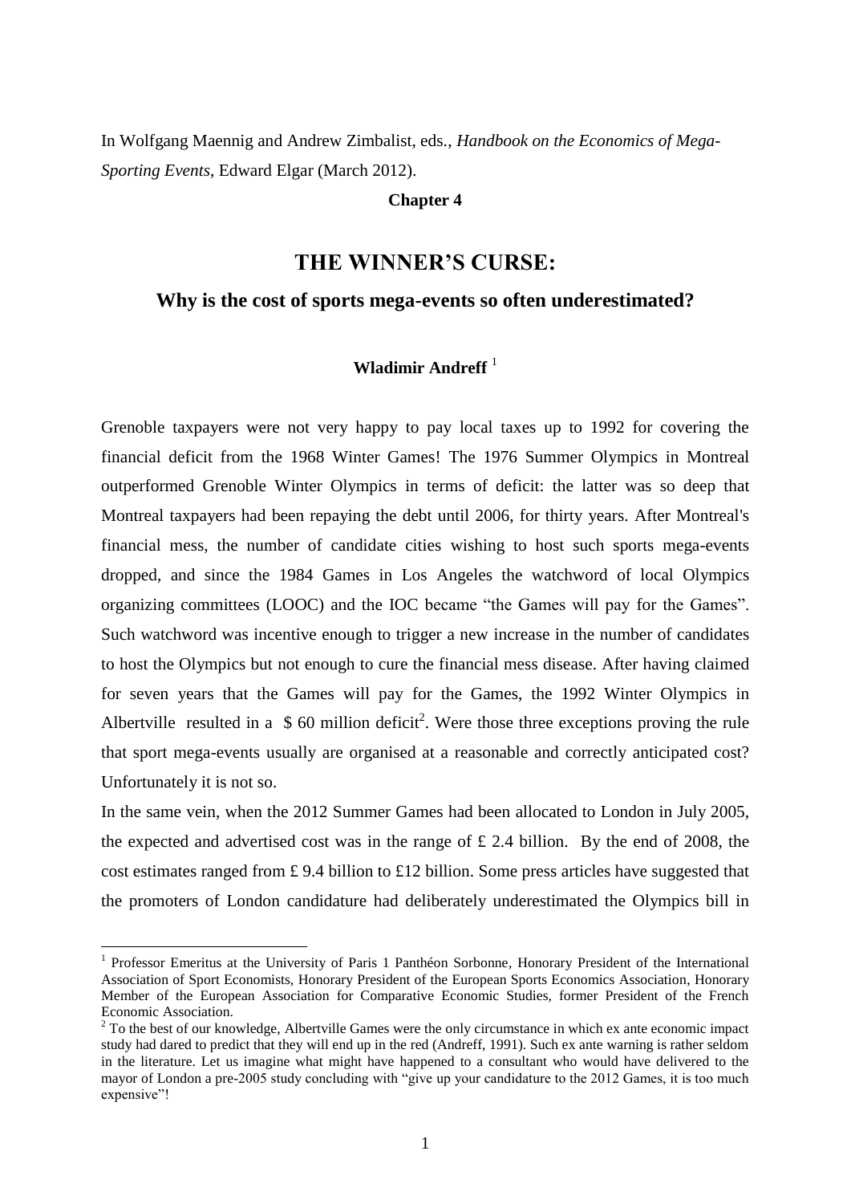In Wolfgang Maennig and Andrew Zimbalist, eds., *Handbook on the Economics of Mega-Sporting Events*, Edward Elgar (March 2012).

**Chapter 4**

# THE WINNER'S CURSE:

## Why is the cost of sports mega-events so often underestimated?

**Wladimir Andreff** [1]

Grenoble taxpayers were not very happy to pay local taxes up to 1992 for covering the financial deficit from the 1968 Winter Games! The 1976 Summer Olympics in Montreal outperformed Grenoble Winter Olympics in terms of deficit: the latter was so deep that Montreal taxpayers had been repaying the debt until 2006, for thirty years. After Montreal's financial mess, the number of candidate cities wishing to host such sports mega-events dropped, and since the 1984 Games in Los Angeles the watchword of local Olympics organizing committees (LOOC) and the IOC became "the Games will pay for the Games". Such watchword was incentive enough to trigger a new increase in the number of candidates to host the Olympics but not enough to cure the financial mess disease. After having claimed for seven years that the Games will pay for the Games, the 1992 Winter Olympics in Albertville resulted in a $ 60 million deficit[2]. Were those three exceptions proving the rule that sport mega-events usually are organised at a reasonable and correctly anticipated cost? Unfortunately it is not so.

In the same vein, when the 2012 Summer Games had been allocated to London in July 2005, the expected and advertised cost was in the range of £ 2.4 billion. By the end of 2008, the cost estimates ranged from £ 9.4 billion to £12 billion. Some press articles have suggested that the promoters of London candidature had deliberately underestimated the Olympics bill in

---

[1] Professor Emeritus at the University of Paris 1 Panthéon Sorbonne, Honorary President of the International Association of Sport Economists, Honorary President of the European Sports Economics Association, Honorary Member of the European Association for Comparative Economic Studies, former President of the French Economic Association.

[2] To the best of our knowledge, Albertville Games were the only circumstance in which ex ante economic impact study had dared to predict that they will end up in the red (Andreff, 1991). Such ex ante warning is rather seldom in the literature. Let us imagine what might have happened to a consultant who would have delivered to the mayor of London a pre-2005 study concluding with "give up your candidature to the 2012 Games, it is too much expensive"!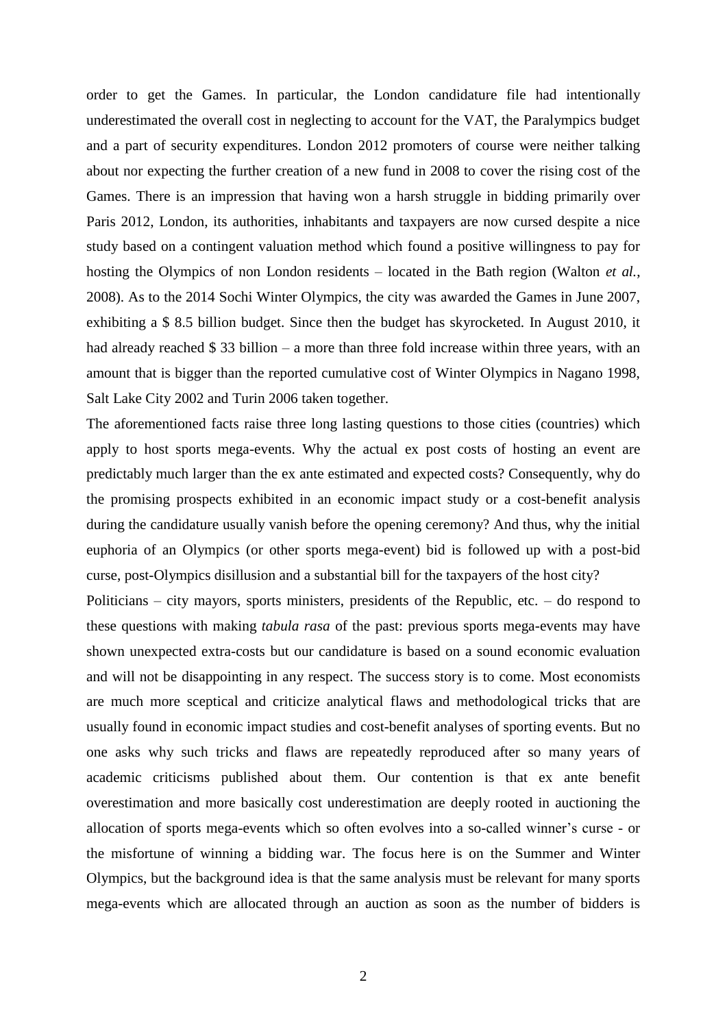order to get the Games. In particular, the London candidature file had intentionally underestimated the overall cost in neglecting to account for the VAT, the Paralympics budget and a part of security expenditures. London 2012 promoters of course were neither talking about nor expecting the further creation of a new fund in 2008 to cover the rising cost of the Games. There is an impression that having won a harsh struggle in bidding primarily over Paris 2012, London, its authorities, inhabitants and taxpayers are now cursed despite a nice study based on a contingent valuation method which found a positive willingness to pay for hosting the Olympics of non London residents – located in the Bath region (Walton *et al.*, 2008). As to the 2014 Sochi Winter Olympics, the city was awarded the Games in June 2007, exhibiting a $ 8.5 billion budget. Since then the budget has skyrocketed. In August 2010, it had already reached $ 33 billion – a more than three fold increase within three years, with an amount that is bigger than the reported cumulative cost of Winter Olympics in Nagano 1998, Salt Lake City 2002 and Turin 2006 taken together.

The aforementioned facts raise three long lasting questions to those cities (countries) which apply to host sports mega-events. Why the actual ex post costs of hosting an event are predictably much larger than the ex ante estimated and expected costs? Consequently, why do the promising prospects exhibited in an economic impact study or a cost-benefit analysis during the candidature usually vanish before the opening ceremony? And thus, why the initial euphoria of an Olympics (or other sports mega-event) bid is followed up with a post-bid curse, post-Olympics disillusion and a substantial bill for the taxpayers of the host city?

Politicians – city mayors, sports ministers, presidents of the Republic, etc. – do respond to these questions with making *tabula rasa* of the past: previous sports mega-events may have shown unexpected extra-costs but our candidature is based on a sound economic evaluation and will not be disappointing in any respect. The success story is to come. Most economists are much more sceptical and criticize analytical flaws and methodological tricks that are usually found in economic impact studies and cost-benefit analyses of sporting events. But no one asks why such tricks and flaws are repeatedly reproduced after so many years of academic criticisms published about them. Our contention is that ex ante benefit overestimation and more basically cost underestimation are deeply rooted in auctioning the allocation of sports mega-events which so often evolves into a so-called winner's curse - or the misfortune of winning a bidding war. The focus here is on the Summer and Winter Olympics, but the background idea is that the same analysis must be relevant for many sports mega-events which are allocated through an auction as soon as the number of bidders is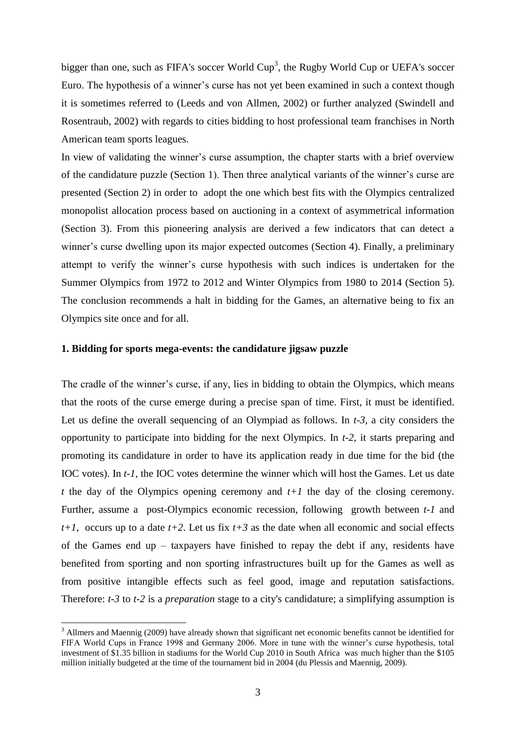bigger than one, such as FIFA's soccer World Cup[3], the Rugby World Cup or UEFA's soccer Euro. The hypothesis of a winner's curse has not yet been examined in such a context though it is sometimes referred to (Leeds and von Allmen, 2002) or further analyzed (Swindell and Rosentraub, 2002) with regards to cities bidding to host professional team franchises in North American team sports leagues.

In view of validating the winner's curse assumption, the chapter starts with a brief overview of the candidature puzzle (Section 1). Then three analytical variants of the winner's curse are presented (Section 2) in order to adopt the one which best fits with the Olympics centralized monopolist allocation process based on auctioning in a context of asymmetrical information (Section 3). From this pioneering analysis are derived a few indicators that can detect a winner's curse dwelling upon its major expected outcomes (Section 4). Finally, a preliminary attempt to verify the winner's curse hypothesis with such indices is undertaken for the Summer Olympics from 1972 to 2012 and Winter Olympics from 1980 to 2014 (Section 5). The conclusion recommends a halt in bidding for the Games, an alternative being to fix an Olympics site once and for all.

## 1. Bidding for sports mega-events: the candidature jigsaw puzzle

The cradle of the winner's curse, if any, lies in bidding to obtain the Olympics, which means that the roots of the curse emerge during a precise span of time. First, it must be identified. Let us define the overall sequencing of an Olympiad as follows. In $t\text{-}3$, a city considers the opportunity to participate into bidding for the next Olympics. In $t\text{-}2$, it starts preparing and promoting its candidature in order to have its application ready in due time for the bid (the IOC votes). In $t\text{-}1$, the IOC votes determine the winner which will host the Games. Let us date $t$ the day of the Olympics opening ceremony and $t+1$ the day of the closing ceremony. Further, assume a post-Olympics economic recession, following growth between $t\text{-}1$ and $t+1$, occurs up to a date $t+2$. Let us fix $t+3$ as the date when all economic and social effects of the Games end up – taxpayers have finished to repay the debt if any, residents have benefited from sporting and non sporting infrastructures built up for the Games as well as from positive intangible effects such as feel good, image and reputation satisfactions. Therefore: $t\text{-}3$ to $t\text{-}2$ is a *preparation* stage to a city's candidature; a simplifying assumption is

[3] Allmers and Maennig (2009) have already shown that significant net economic benefits cannot be identified for FIFA World Cups in France 1998 and Germany 2006. More in tune with the winner's curse hypothesis, total investment of \$1.35 billion in stadiums for the World Cup 2010 in South Africa was much higher than the \$105 million initially budgeted at the time of the tournament bid in 2004 (du Plessis and Maennig, 2009).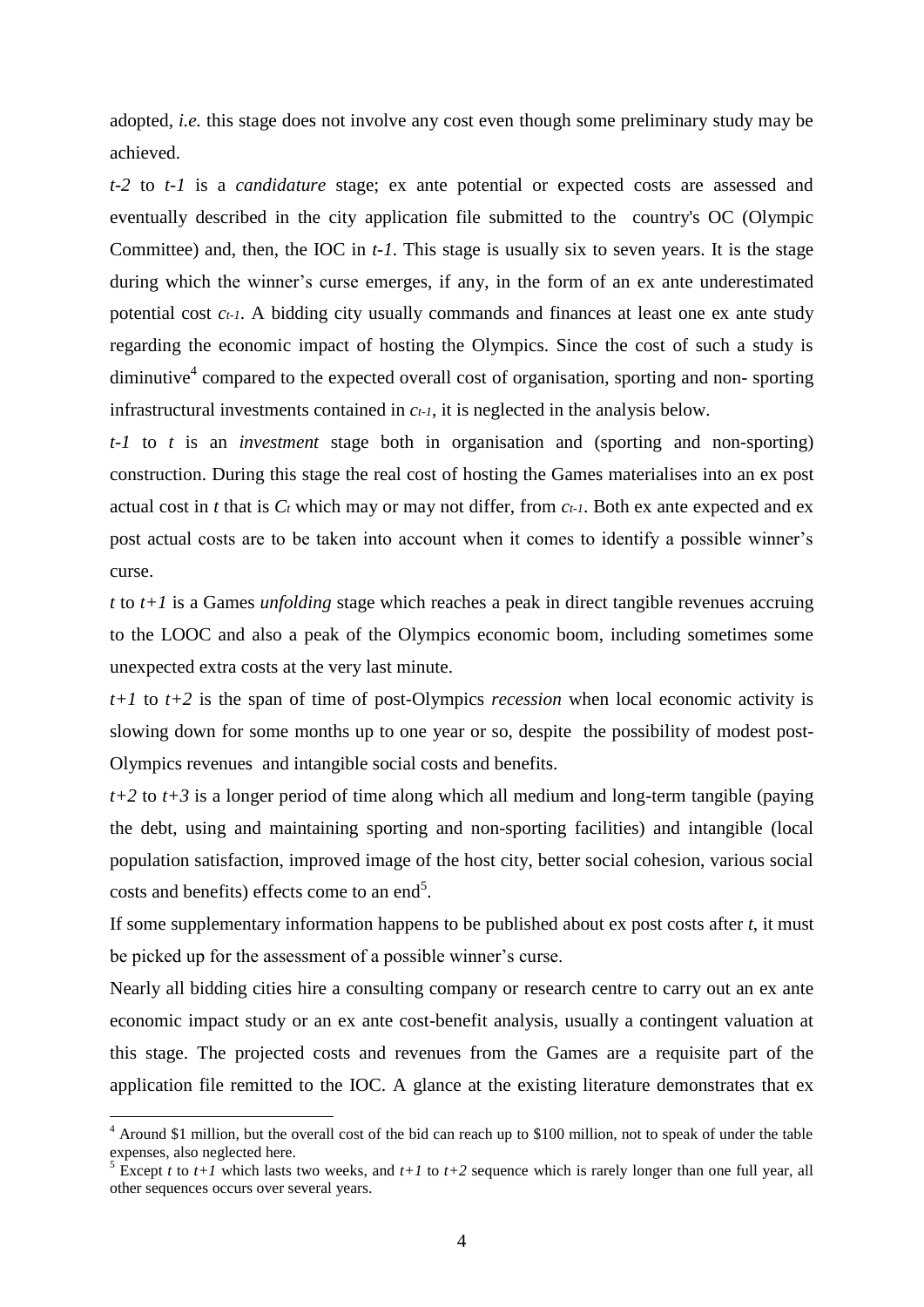adopted, *i.e.* this stage does not involve any cost even though some preliminary study may be achieved.

*t-2* to *t-1* is a *candidature* stage; ex ante potential or expected costs are assessed and eventually described in the city application file submitted to the country's OC (Olympic Committee) and, then, the IOC in *t-1*. This stage is usually six to seven years. It is the stage during which the winner's curse emerges, if any, in the form of an ex ante underestimated potential cost $c_{t-1}$. A bidding city usually commands and finances at least one ex ante study regarding the economic impact of hosting the Olympics. Since the cost of such a study is diminutive[4] compared to the expected overall cost of organisation, sporting and non- sporting infrastructural investments contained in $c_{t-1}$, it is neglected in the analysis below.

*t-1* to *t* is an *investment* stage both in organisation and (sporting and non-sporting) construction. During this stage the real cost of hosting the Games materialises into an ex post actual cost in *t* that is $C_t$ which may or may not differ, from $c_{t-1}$. Both ex ante expected and ex post actual costs are to be taken into account when it comes to identify a possible winner's curse.

*t* to *t+1* is a Games *unfolding* stage which reaches a peak in direct tangible revenues accruing to the LOOC and also a peak of the Olympics economic boom, including sometimes some unexpected extra costs at the very last minute.

*t+1* to *t+2* is the span of time of post-Olympics *recession* when local economic activity is slowing down for some months up to one year or so, despite the possibility of modest post-Olympics revenues and intangible social costs and benefits.

*t+2* to *t+3* is a longer period of time along which all medium and long-term tangible (paying the debt, using and maintaining sporting and non-sporting facilities) and intangible (local population satisfaction, improved image of the host city, better social cohesion, various social costs and benefits) effects come to an end[5].

If some supplementary information happens to be published about ex post costs after *t*, it must be picked up for the assessment of a possible winner's curse.

Nearly all bidding cities hire a consulting company or research centre to carry out an ex ante economic impact study or an ex ante cost-benefit analysis, usually a contingent valuation at this stage. The projected costs and revenues from the Games are a requisite part of the application file remitted to the IOC. A glance at the existing literature demonstrates that ex

---

[4] Around \$1 million, but the overall cost of the bid can reach up to \$100 million, not to speak of under the table expenses, also neglected here.

[5] Except *t* to *t+1* which lasts two weeks, and *t+1* to *t+2* sequence which is rarely longer than one full year, all other sequences occurs over several years.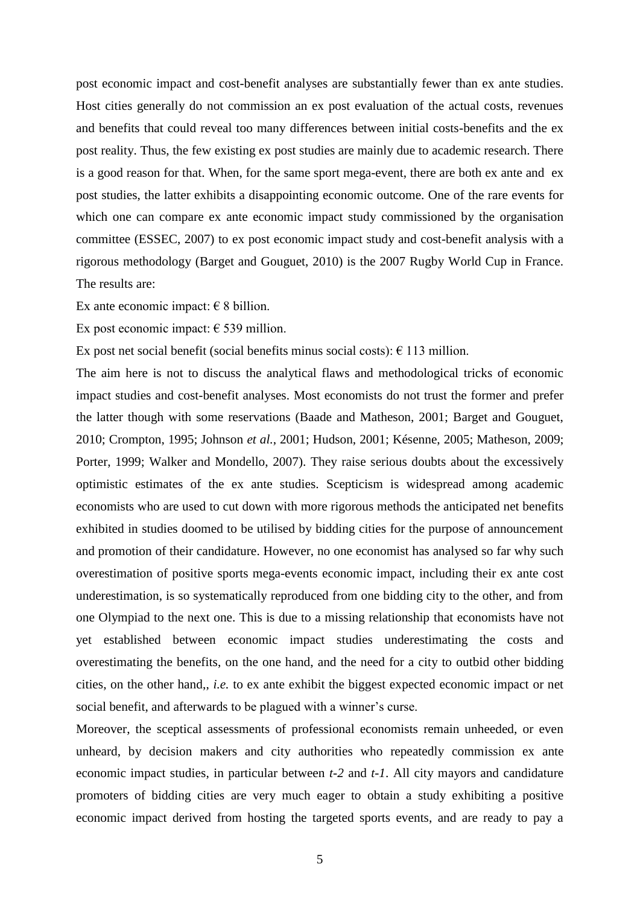post economic impact and cost-benefit analyses are substantially fewer than ex ante studies. Host cities generally do not commission an ex post evaluation of the actual costs, revenues and benefits that could reveal too many differences between initial costs-benefits and the ex post reality. Thus, the few existing ex post studies are mainly due to academic research. There is a good reason for that. When, for the same sport mega-event, there are both ex ante and ex post studies, the latter exhibits a disappointing economic outcome. One of the rare events for which one can compare ex ante economic impact study commissioned by the organisation committee (ESSEC, 2007) to ex post economic impact study and cost-benefit analysis with a rigorous methodology (Barget and Gouguet, 2010) is the 2007 Rugby World Cup in France. The results are:

Ex ante economic impact: € 8 billion.

Ex post economic impact: € 539 million.

Ex post net social benefit (social benefits minus social costs): € 113 million.

The aim here is not to discuss the analytical flaws and methodological tricks of economic impact studies and cost-benefit analyses. Most economists do not trust the former and prefer the latter though with some reservations (Baade and Matheson, 2001; Barget and Gouguet, 2010; Crompton, 1995; Johnson *et al.*, 2001; Hudson, 2001; Késenne, 2005; Matheson, 2009; Porter, 1999; Walker and Mondello, 2007). They raise serious doubts about the excessively optimistic estimates of the ex ante studies. Scepticism is widespread among academic economists who are used to cut down with more rigorous methods the anticipated net benefits exhibited in studies doomed to be utilised by bidding cities for the purpose of announcement and promotion of their candidature. However, no one economist has analysed so far why such overestimation of positive sports mega-events economic impact, including their ex ante cost underestimation, is so systematically reproduced from one bidding city to the other, and from one Olympiad to the next one. This is due to a missing relationship that economists have not yet established between economic impact studies underestimating the costs and overestimating the benefits, on the one hand, and the need for a city to outbid other bidding cities, on the other hand,, *i.e.* to ex ante exhibit the biggest expected economic impact or net social benefit, and afterwards to be plagued with a winner's curse.

Moreover, the sceptical assessments of professional economists remain unheeded, or even unheard, by decision makers and city authorities who repeatedly commission ex ante economic impact studies, in particular between *t-2* and *t-1*. All city mayors and candidature promoters of bidding cities are very much eager to obtain a study exhibiting a positive economic impact derived from hosting the targeted sports events, and are ready to pay a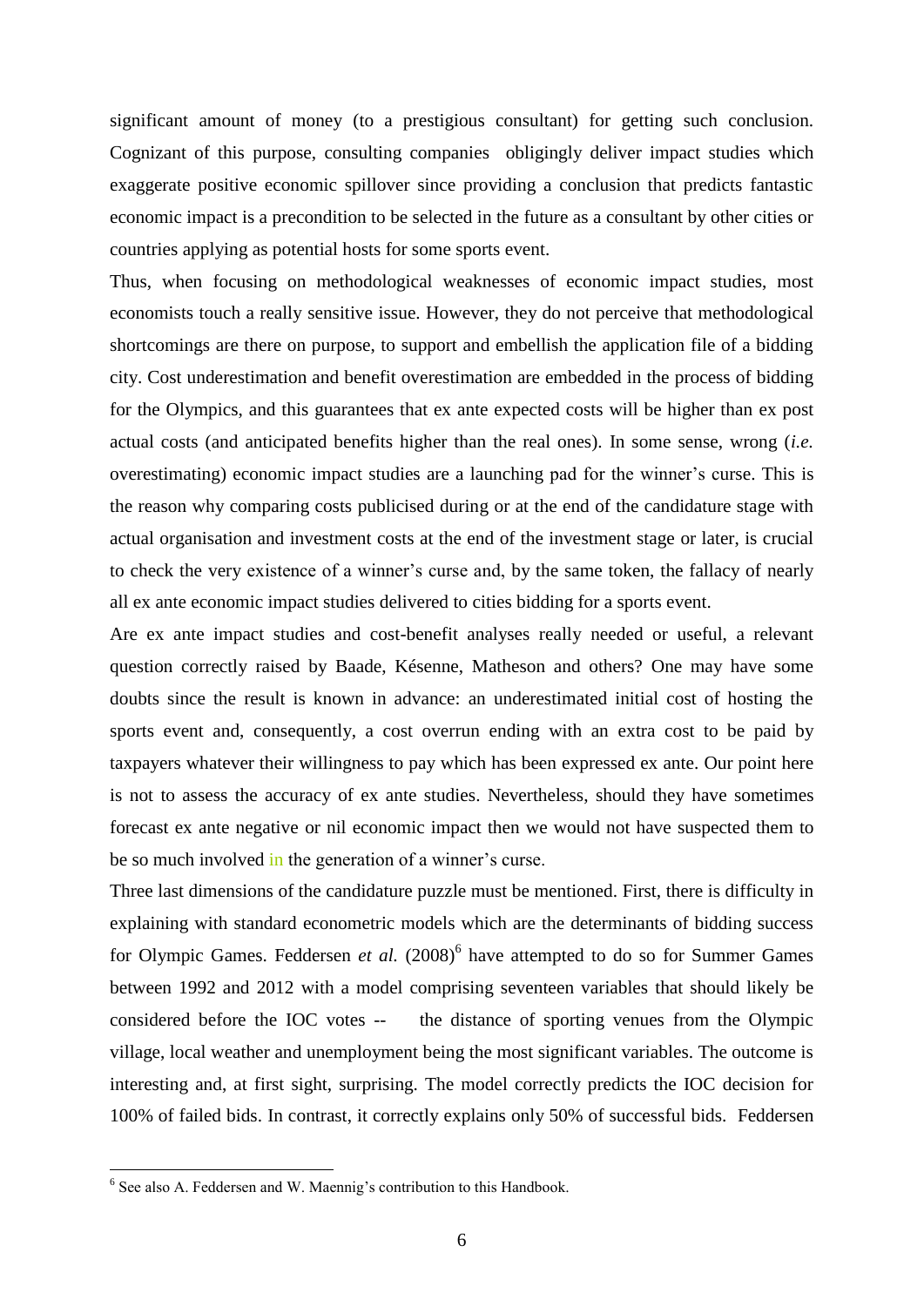significant amount of money (to a prestigious consultant) for getting such conclusion. Cognizant of this purpose, consulting companies obligingly deliver impact studies which exaggerate positive economic spillover since providing a conclusion that predicts fantastic economic impact is a precondition to be selected in the future as a consultant by other cities or countries applying as potential hosts for some sports event.

Thus, when focusing on methodological weaknesses of economic impact studies, most economists touch a really sensitive issue. However, they do not perceive that methodological shortcomings are there on purpose, to support and embellish the application file of a bidding city. Cost underestimation and benefit overestimation are embedded in the process of bidding for the Olympics, and this guarantees that ex ante expected costs will be higher than ex post actual costs (and anticipated benefits higher than the real ones). In some sense, wrong (*i.e.* overestimating) economic impact studies are a launching pad for the winner's curse. This is the reason why comparing costs publicised during or at the end of the candidature stage with actual organisation and investment costs at the end of the investment stage or later, is crucial to check the very existence of a winner's curse and, by the same token, the fallacy of nearly all ex ante economic impact studies delivered to cities bidding for a sports event.

Are ex ante impact studies and cost-benefit analyses really needed or useful, a relevant question correctly raised by Baade, Késenne, Matheson and others? One may have some doubts since the result is known in advance: an underestimated initial cost of hosting the sports event and, consequently, a cost overrun ending with an extra cost to be paid by taxpayers whatever their willingness to pay which has been expressed ex ante. Our point here is not to assess the accuracy of ex ante studies. Nevertheless, should they have sometimes forecast ex ante negative or nil economic impact then we would not have suspected them to be so much involved in the generation of a winner's curse.

Three last dimensions of the candidature puzzle must be mentioned. First, there is difficulty in explaining with standard econometric models which are the determinants of bidding success for Olympic Games. Feddersen *et al.* (2008)[6] have attempted to do so for Summer Games between 1992 and 2012 with a model comprising seventeen variables that should likely be considered before the IOC votes -- the distance of sporting venues from the Olympic village, local weather and unemployment being the most significant variables. The outcome is interesting and, at first sight, surprising. The model correctly predicts the IOC decision for 100% of failed bids. In contrast, it correctly explains only 50% of successful bids. Feddersen

[6] See also A. Feddersen and W. Maennig's contribution to this Handbook.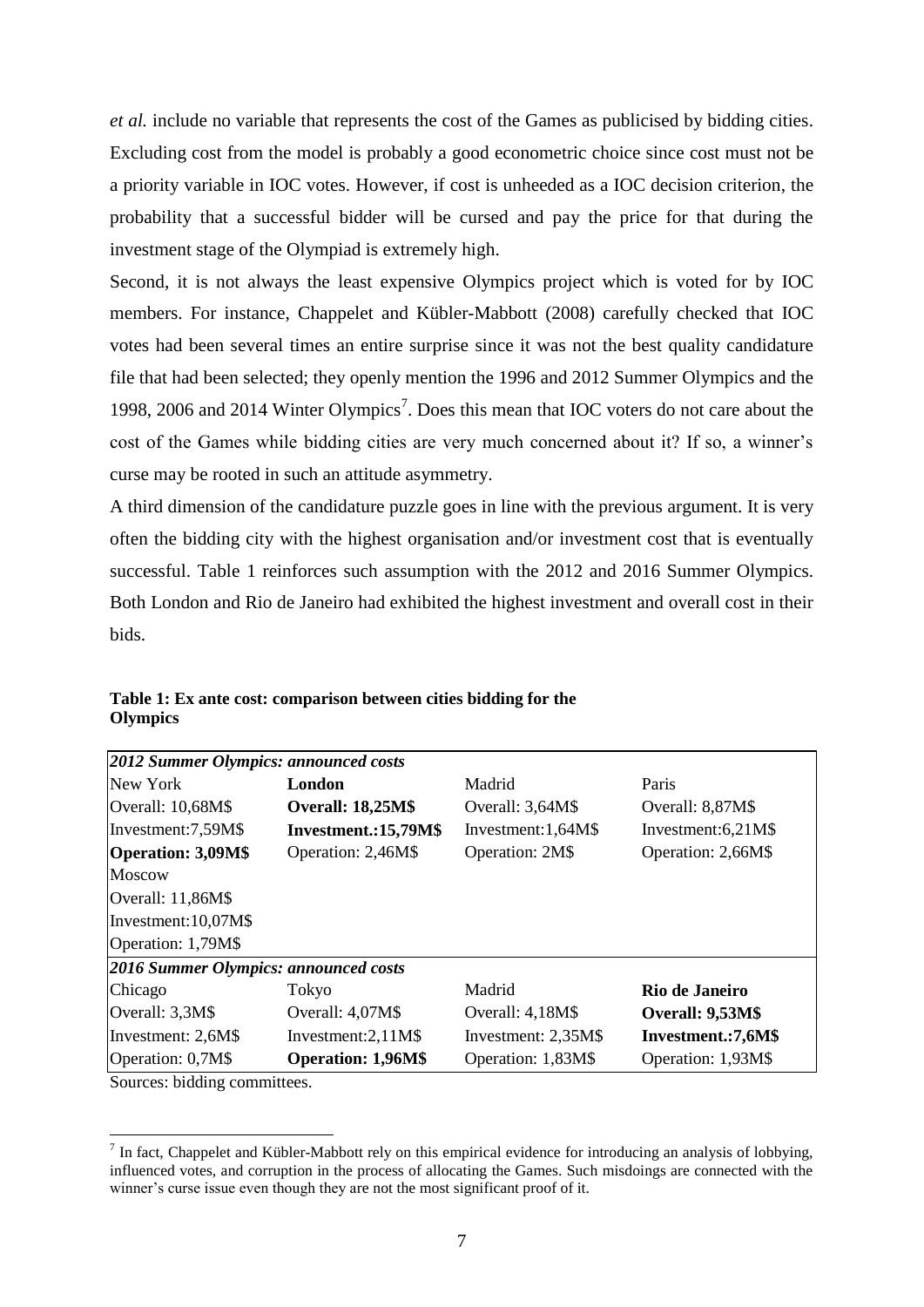*et al.* include no variable that represents the cost of the Games as publicised by bidding cities. Excluding cost from the model is probably a good econometric choice since cost must not be a priority variable in IOC votes. However, if cost is unheeded as a IOC decision criterion, the probability that a successful bidder will be cursed and pay the price for that during the investment stage of the Olympiad is extremely high.

Second, it is not always the least expensive Olympics project which is voted for by IOC members. For instance, Chappelet and Kübler-Mabbott (2008) carefully checked that IOC votes had been several times an entire surprise since it was not the best quality candidature file that had been selected; they openly mention the 1996 and 2012 Summer Olympics and the 1998, 2006 and 2014 Winter Olympics[7]. Does this mean that IOC voters do not care about the cost of the Games while bidding cities are very much concerned about it? If so, a winner's curse may be rooted in such an attitude asymmetry.

A third dimension of the candidature puzzle goes in line with the previous argument. It is very often the bidding city with the highest organisation and/or investment cost that is eventually successful. Table 1 reinforces such assumption with the 2012 and 2016 Summer Olympics. Both London and Rio de Janeiro had exhibited the highest investment and overall cost in their bids.

**Table 1: Ex ante cost: comparison between cities bidding for the Olympics**

| *2012 Summer Olympics: announced costs* | | | |
|---|---|---|---|
| New York | **London** | Madrid | Paris |
| Overall: 10,68M$ | **Overall: 18,25M$** | Overall: 3,64M$ | Overall: 8,87M$ |
| Investment:7,59M$ | **Investment.:15,79M$** | Investment:1,64M$ | Investment:6,21M$ |
| **Operation: 3,09M$** | Operation: 2,46M$ | Operation: 2M$ | Operation: 2,66M$ |
| Moscow | | | |
| Overall: 11,86M$ | | | |
| Investment:10,07M$ | | | |
| Operation: 1,79M$ | | | |
| *2016 Summer Olympics: announced costs* | | | |
| Chicago | Tokyo | Madrid | **Rio de Janeiro** |
| Overall: 3,3M$ | Overall: 4,07M$ | Overall: 4,18M$ | **Overall: 9,53M$** |
| Investment: 2,6M$ | Investment:2,11M$ | Investment: 2,35M$ | **Investment.:7,6M$** |
| Operation: 0,7M$ | **Operation: 1,96M$** | Operation: 1,83M$ | Operation: 1,93M$ |

Sources: bidding committees.

[7] In fact, Chappelet and Kübler-Mabbott rely on this empirical evidence for introducing an analysis of lobbying, influenced votes, and corruption in the process of allocating the Games. Such misdoings are connected with the winner's curse issue even though they are not the most significant proof of it.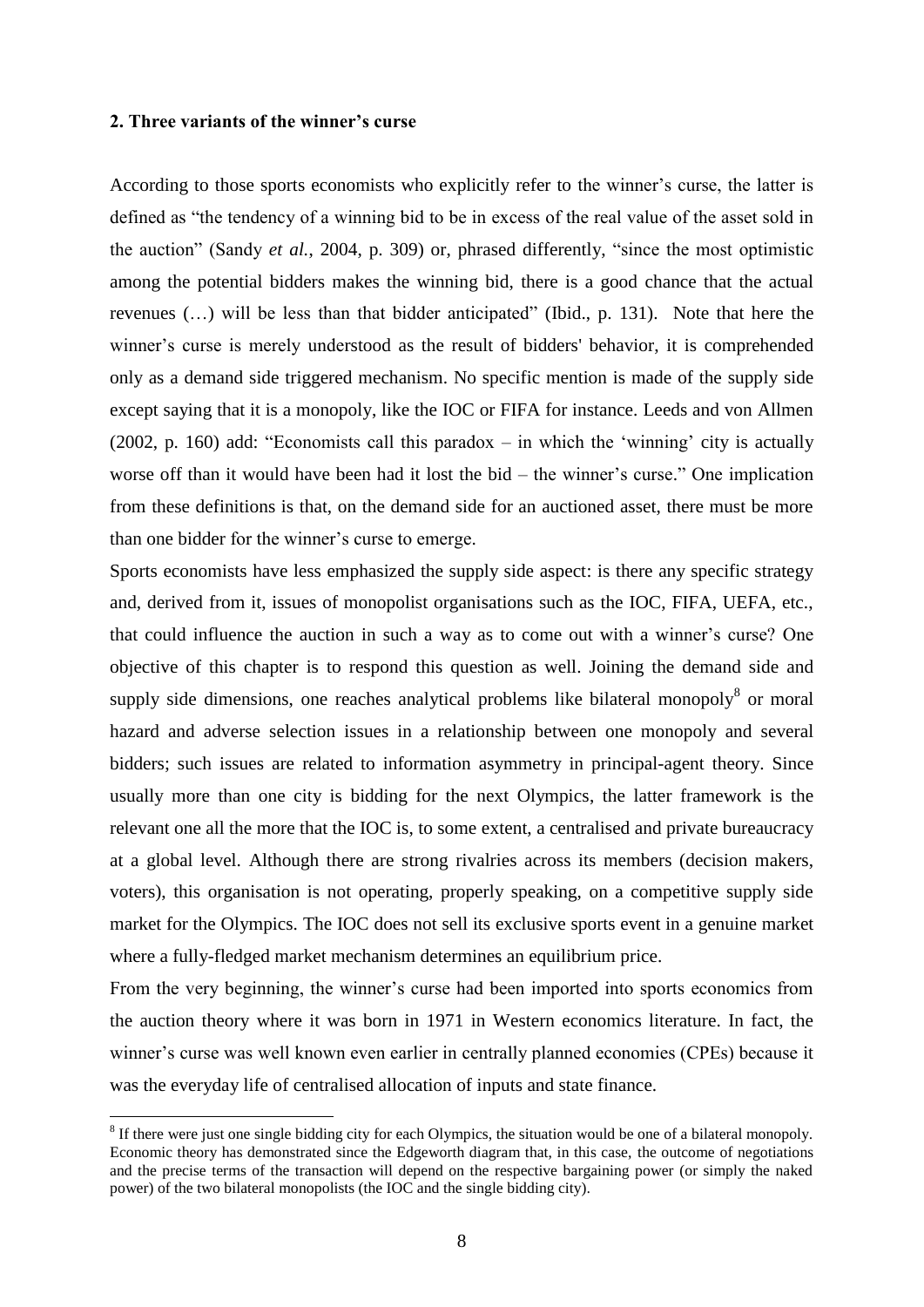## 2. Three variants of the winner's curse

According to those sports economists who explicitly refer to the winner's curse, the latter is defined as "the tendency of a winning bid to be in excess of the real value of the asset sold in the auction" (Sandy *et al.*, 2004, p. 309) or, phrased differently, "since the most optimistic among the potential bidders makes the winning bid, there is a good chance that the actual revenues (…) will be less than that bidder anticipated" (Ibid., p. 131). Note that here the winner's curse is merely understood as the result of bidders' behavior, it is comprehended only as a demand side triggered mechanism. No specific mention is made of the supply side except saying that it is a monopoly, like the IOC or FIFA for instance. Leeds and von Allmen (2002, p. 160) add: "Economists call this paradox – in which the 'winning' city is actually worse off than it would have been had it lost the bid – the winner's curse." One implication from these definitions is that, on the demand side for an auctioned asset, there must be more than one bidder for the winner's curse to emerge.

Sports economists have less emphasized the supply side aspect: is there any specific strategy and, derived from it, issues of monopolist organisations such as the IOC, FIFA, UEFA, etc., that could influence the auction in such a way as to come out with a winner's curse? One objective of this chapter is to respond this question as well. Joining the demand side and supply side dimensions, one reaches analytical problems like bilateral monopoly[8] or moral hazard and adverse selection issues in a relationship between one monopoly and several bidders; such issues are related to information asymmetry in principal-agent theory. Since usually more than one city is bidding for the next Olympics, the latter framework is the relevant one all the more that the IOC is, to some extent, a centralised and private bureaucracy at a global level. Although there are strong rivalries across its members (decision makers, voters), this organisation is not operating, properly speaking, on a competitive supply side market for the Olympics. The IOC does not sell its exclusive sports event in a genuine market where a fully-fledged market mechanism determines an equilibrium price.

From the very beginning, the winner's curse had been imported into sports economics from the auction theory where it was born in 1971 in Western economics literature. In fact, the winner's curse was well known even earlier in centrally planned economies (CPEs) because it was the everyday life of centralised allocation of inputs and state finance.

[8] If there were just one single bidding city for each Olympics, the situation would be one of a bilateral monopoly. Economic theory has demonstrated since the Edgeworth diagram that, in this case, the outcome of negotiations and the precise terms of the transaction will depend on the respective bargaining power (or simply the naked power) of the two bilateral monopolists (the IOC and the single bidding city).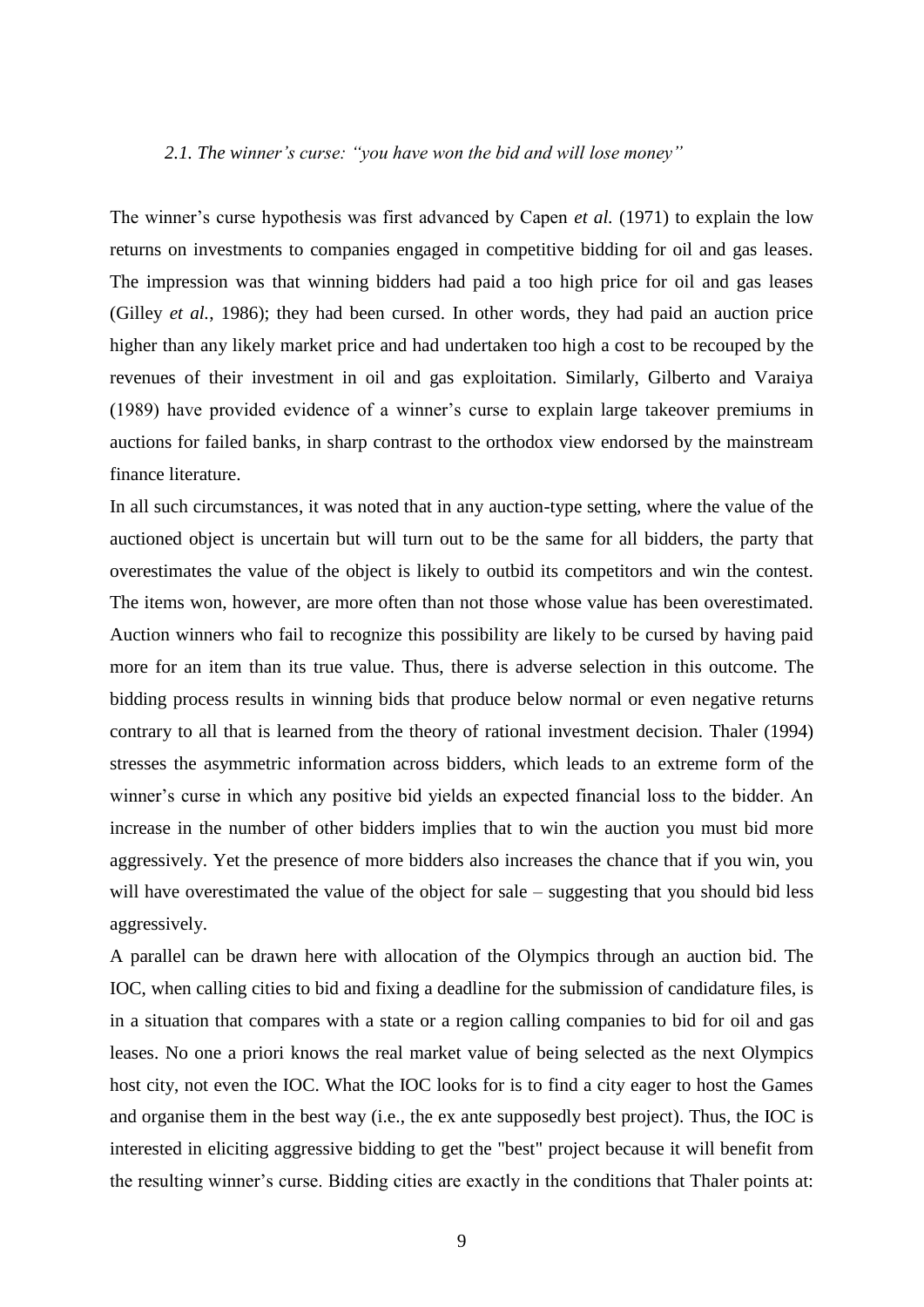### *2.1. The winner's curse: "you have won the bid and will lose money"*

The winner's curse hypothesis was first advanced by Capen *et al.* (1971) to explain the low returns on investments to companies engaged in competitive bidding for oil and gas leases. The impression was that winning bidders had paid a too high price for oil and gas leases (Gilley *et al.*, 1986); they had been cursed. In other words, they had paid an auction price higher than any likely market price and had undertaken too high a cost to be recouped by the revenues of their investment in oil and gas exploitation. Similarly, Gilberto and Varaiya (1989) have provided evidence of a winner's curse to explain large takeover premiums in auctions for failed banks, in sharp contrast to the orthodox view endorsed by the mainstream finance literature.

In all such circumstances, it was noted that in any auction-type setting, where the value of the auctioned object is uncertain but will turn out to be the same for all bidders, the party that overestimates the value of the object is likely to outbid its competitors and win the contest. The items won, however, are more often than not those whose value has been overestimated. Auction winners who fail to recognize this possibility are likely to be cursed by having paid more for an item than its true value. Thus, there is adverse selection in this outcome. The bidding process results in winning bids that produce below normal or even negative returns contrary to all that is learned from the theory of rational investment decision. Thaler (1994) stresses the asymmetric information across bidders, which leads to an extreme form of the winner's curse in which any positive bid yields an expected financial loss to the bidder. An increase in the number of other bidders implies that to win the auction you must bid more aggressively. Yet the presence of more bidders also increases the chance that if you win, you will have overestimated the value of the object for sale – suggesting that you should bid less aggressively.

A parallel can be drawn here with allocation of the Olympics through an auction bid. The IOC, when calling cities to bid and fixing a deadline for the submission of candidature files, is in a situation that compares with a state or a region calling companies to bid for oil and gas leases. No one a priori knows the real market value of being selected as the next Olympics host city, not even the IOC. What the IOC looks for is to find a city eager to host the Games and organise them in the best way (i.e., the ex ante supposedly best project). Thus, the IOC is interested in eliciting aggressive bidding to get the "best" project because it will benefit from the resulting winner's curse. Bidding cities are exactly in the conditions that Thaler points at: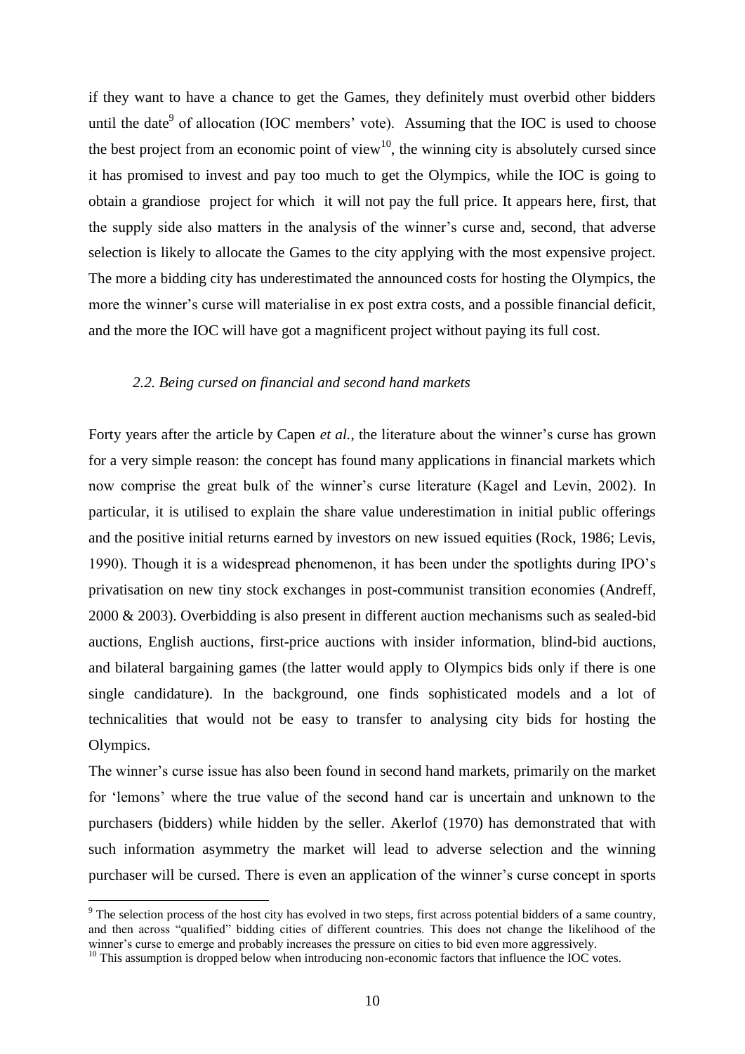if they want to have a chance to get the Games, they definitely must overbid other bidders until the date[9] of allocation (IOC members' vote). Assuming that the IOC is used to choose the best project from an economic point of view[10], the winning city is absolutely cursed since it has promised to invest and pay too much to get the Olympics, while the IOC is going to obtain a grandiose project for which it will not pay the full price. It appears here, first, that the supply side also matters in the analysis of the winner's curse and, second, that adverse selection is likely to allocate the Games to the city applying with the most expensive project. The more a bidding city has underestimated the announced costs for hosting the Olympics, the more the winner's curse will materialise in ex post extra costs, and a possible financial deficit, and the more the IOC will have got a magnificent project without paying its full cost.

### *2.2. Being cursed on financial and second hand markets*

Forty years after the article by Capen *et al.*, the literature about the winner's curse has grown for a very simple reason: the concept has found many applications in financial markets which now comprise the great bulk of the winner's curse literature (Kagel and Levin, 2002). In particular, it is utilised to explain the share value underestimation in initial public offerings and the positive initial returns earned by investors on new issued equities (Rock, 1986; Levis, 1990). Though it is a widespread phenomenon, it has been under the spotlights during IPO's privatisation on new tiny stock exchanges in post-communist transition economies (Andreff, 2000 & 2003). Overbidding is also present in different auction mechanisms such as sealed-bid auctions, English auctions, first-price auctions with insider information, blind-bid auctions, and bilateral bargaining games (the latter would apply to Olympics bids only if there is one single candidature). In the background, one finds sophisticated models and a lot of technicalities that would not be easy to transfer to analysing city bids for hosting the Olympics.

The winner's curse issue has also been found in second hand markets, primarily on the market for 'lemons' where the true value of the second hand car is uncertain and unknown to the purchasers (bidders) while hidden by the seller. Akerlof (1970) has demonstrated that with such information asymmetry the market will lead to adverse selection and the winning purchaser will be cursed. There is even an application of the winner's curse concept in sports

---

[9] The selection process of the host city has evolved in two steps, first across potential bidders of a same country, and then across "qualified" bidding cities of different countries. This does not change the likelihood of the winner's curse to emerge and probably increases the pressure on cities to bid even more aggressively.

[10] This assumption is dropped below when introducing non-economic factors that influence the IOC votes.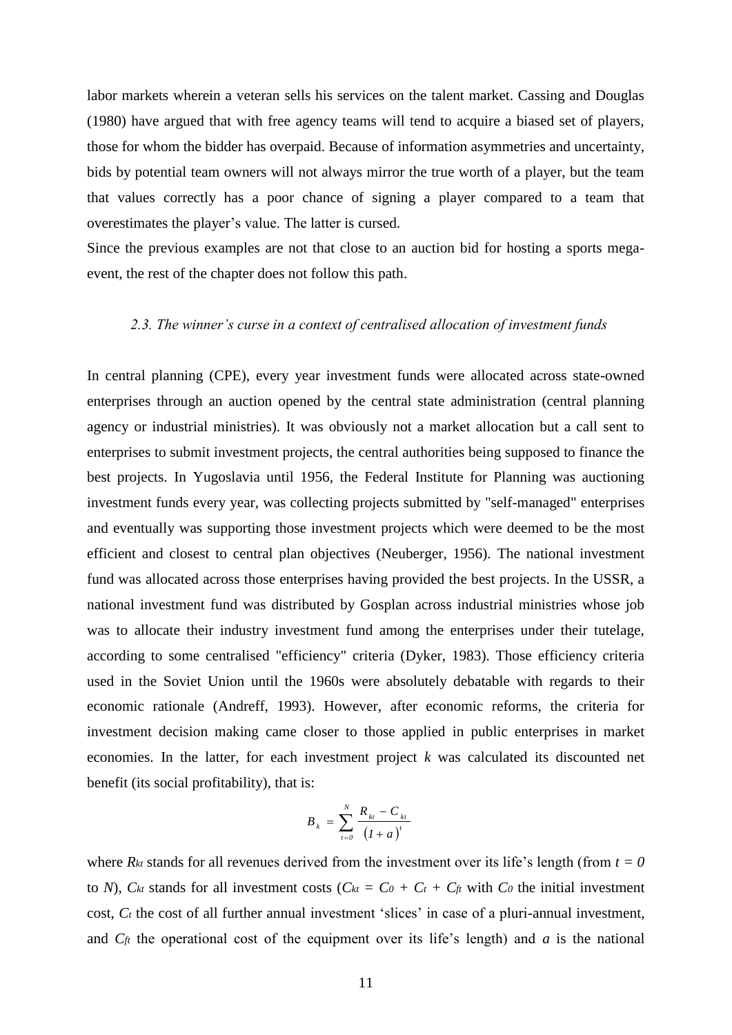labor markets wherein a veteran sells his services on the talent market. Cassing and Douglas (1980) have argued that with free agency teams will tend to acquire a biased set of players, those for whom the bidder has overpaid. Because of information asymmetries and uncertainty, bids by potential team owners will not always mirror the true worth of a player, but the team that values correctly has a poor chance of signing a player compared to a team that overestimates the player's value. The latter is cursed.

Since the previous examples are not that close to an auction bid for hosting a sports mega-event, the rest of the chapter does not follow this path.

### *2.3. The winner's curse in a context of centralised allocation of investment funds*

In central planning (CPE), every year investment funds were allocated across state-owned enterprises through an auction opened by the central state administration (central planning agency or industrial ministries). It was obviously not a market allocation but a call sent to enterprises to submit investment projects, the central authorities being supposed to finance the best projects. In Yugoslavia until 1956, the Federal Institute for Planning was auctioning investment funds every year, was collecting projects submitted by "self-managed" enterprises and eventually was supporting those investment projects which were deemed to be the most efficient and closest to central plan objectives (Neuberger, 1956). The national investment fund was allocated across those enterprises having provided the best projects. In the USSR, a national investment fund was distributed by Gosplan across industrial ministries whose job was to allocate their industry investment fund among the enterprises under their tutelage, according to some centralised "efficiency" criteria (Dyker, 1983). Those efficiency criteria used in the Soviet Union until the 1960s were absolutely debatable with regards to their economic rationale (Andreff, 1993). However, after economic reforms, the criteria for investment decision making came closer to those applied in public enterprises in market economies. In the latter, for each investment project *k* was calculated its discounted net benefit (its social profitability), that is:

$$B_k = \sum_{t=0}^{N} \frac{R_{kt} - C_{kt}}{(1+a)^t}$$

where $R_{kt}$ stands for all revenues derived from the investment over its life's length (from $t = 0$ to $N$), $C_{kt}$ stands for all investment costs ($C_{kt} = C_0 + C_t + C_{ft}$ with $C_0$ the initial investment cost, $C_t$ the cost of all further annual investment 'slices' in case of a pluri-annual investment, and $C_{ft}$ the operational cost of the equipment over its life's length) and $a$ is the national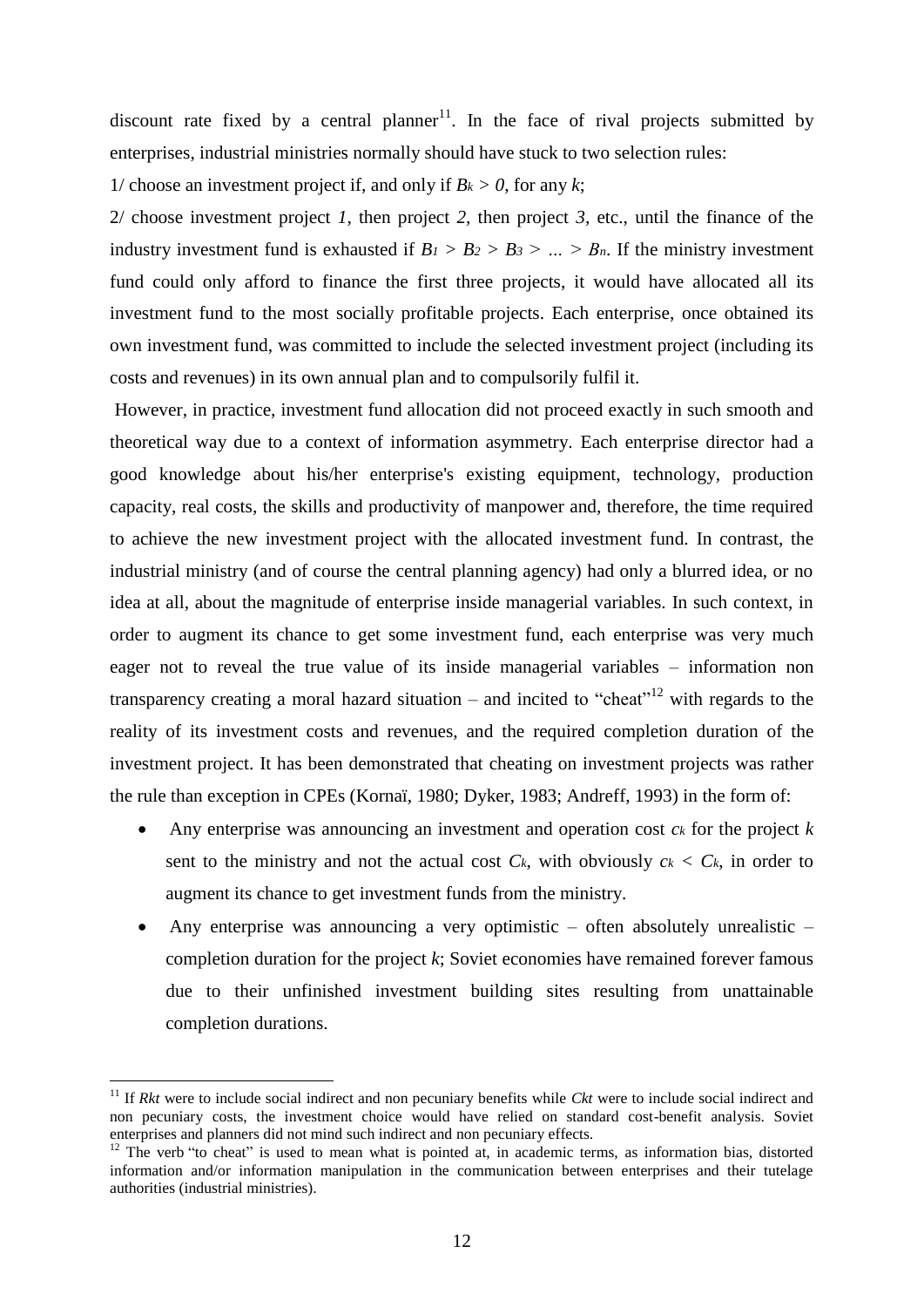discount rate fixed by a central planner[11]. In the face of rival projects submitted by enterprises, industrial ministries normally should have stuck to two selection rules:

1/ choose an investment project if, and only if $B_k > 0$, for any $k$;

2/ choose investment project *1*, then project *2*, then project *3*, etc., until the finance of the industry investment fund is exhausted if $B_1 > B_2 > B_3 > \dots > B_n$. If the ministry investment fund could only afford to finance the first three projects, it would have allocated all its investment fund to the most socially profitable projects. Each enterprise, once obtained its own investment fund, was committed to include the selected investment project (including its costs and revenues) in its own annual plan and to compulsorily fulfil it.

However, in practice, investment fund allocation did not proceed exactly in such smooth and theoretical way due to a context of information asymmetry. Each enterprise director had a good knowledge about his/her enterprise's existing equipment, technology, production capacity, real costs, the skills and productivity of manpower and, therefore, the time required to achieve the new investment project with the allocated investment fund. In contrast, the industrial ministry (and of course the central planning agency) had only a blurred idea, or no idea at all, about the magnitude of enterprise inside managerial variables. In such context, in order to augment its chance to get some investment fund, each enterprise was very much eager not to reveal the true value of its inside managerial variables – information non transparency creating a moral hazard situation – and incited to "cheat"[12] with regards to the reality of its investment costs and revenues, and the required completion duration of the investment project. It has been demonstrated that cheating on investment projects was rather the rule than exception in CPEs (Kornaï, 1980; Dyker, 1983; Andreff, 1993) in the form of:

- Any enterprise was announcing an investment and operation cost $c_k$ for the project $k$ sent to the ministry and not the actual cost $C_k$, with obviously $c_k < C_k$, in order to augment its chance to get investment funds from the ministry.
- Any enterprise was announcing a very optimistic – often absolutely unrealistic – completion duration for the project $k$; Soviet economies have remained forever famous due to their unfinished investment building sites resulting from unattainable completion durations.

---

[11] If $R_{kt}$ were to include social indirect and non pecuniary benefits while $C_{kt}$ were to include social indirect and non pecuniary costs, the investment choice would have relied on standard cost-benefit analysis. Soviet enterprises and planners did not mind such indirect and non pecuniary effects.

[12] The verb "to cheat" is used to mean what is pointed at, in academic terms, as information bias, distorted information and/or information manipulation in the communication between enterprises and their tutelage authorities (industrial ministries).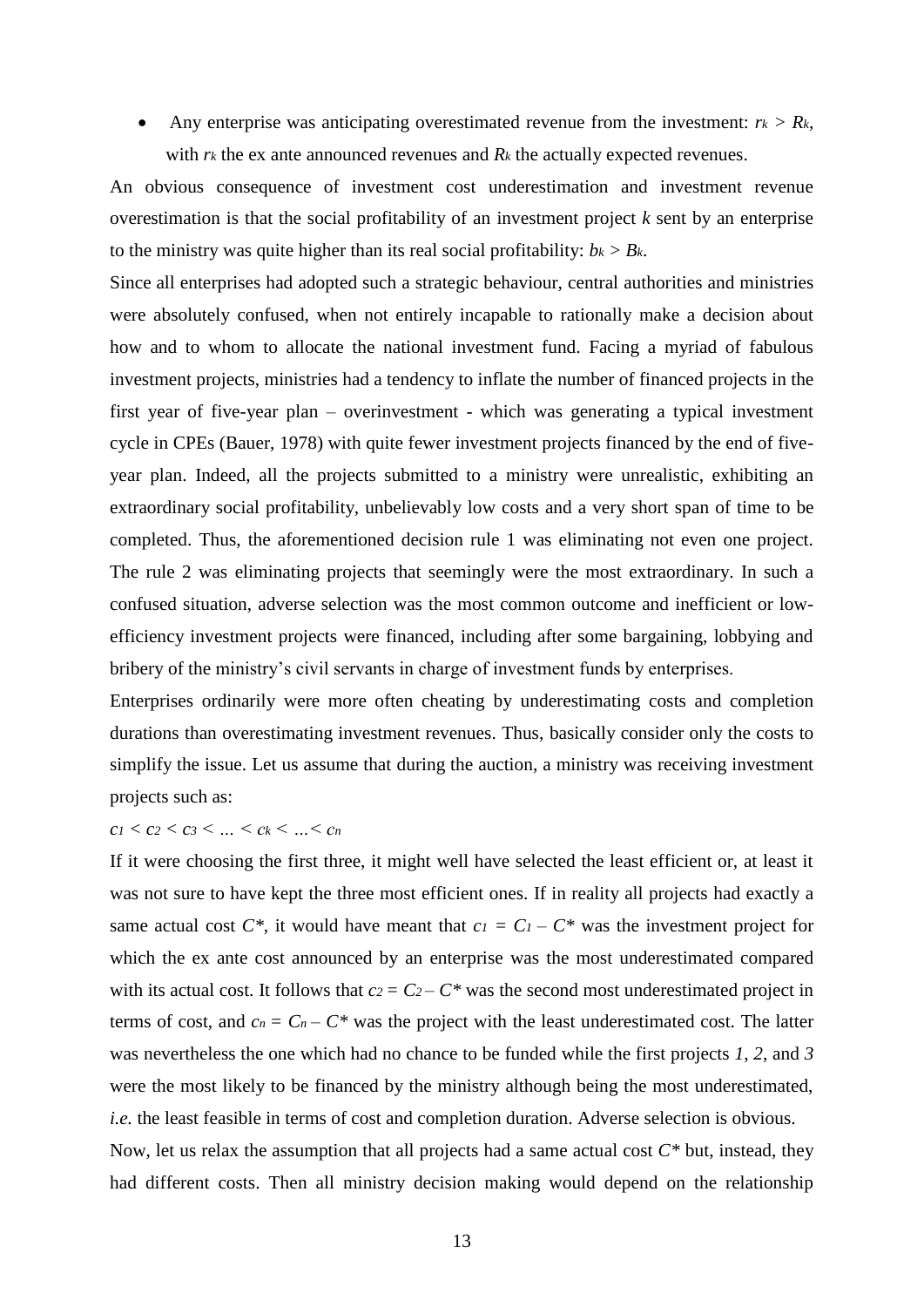- Any enterprise was anticipating overestimated revenue from the investment: $r_k > R_k$, with $r_k$ the ex ante announced revenues and $R_k$ the actually expected revenues.

An obvious consequence of investment cost underestimation and investment revenue overestimation is that the social profitability of an investment project *k* sent by an enterprise to the ministry was quite higher than its real social profitability: $b_k > B_k$.

Since all enterprises had adopted such a strategic behaviour, central authorities and ministries were absolutely confused, when not entirely incapable to rationally make a decision about how and to whom to allocate the national investment fund. Facing a myriad of fabulous investment projects, ministries had a tendency to inflate the number of financed projects in the first year of five-year plan – overinvestment - which was generating a typical investment cycle in CPEs (Bauer, 1978) with quite fewer investment projects financed by the end of five-year plan. Indeed, all the projects submitted to a ministry were unrealistic, exhibiting an extraordinary social profitability, unbelievably low costs and a very short span of time to be completed. Thus, the aforementioned decision rule 1 was eliminating not even one project. The rule 2 was eliminating projects that seemingly were the most extraordinary. In such a confused situation, adverse selection was the most common outcome and inefficient or low-efficiency investment projects were financed, including after some bargaining, lobbying and bribery of the ministry's civil servants in charge of investment funds by enterprises.

Enterprises ordinarily were more often cheating by underestimating costs and completion durations than overestimating investment revenues. Thus, basically consider only the costs to simplify the issue. Let us assume that during the auction, a ministry was receiving investment projects such as:

$c_1 < c_2 < c_3 < \ldots < c_k < \ldots < c_n$

If it were choosing the first three, it might well have selected the least efficient or, at least it was not sure to have kept the three most efficient ones. If in reality all projects had exactly a same actual cost $C^*$, it would have meant that $c_1 = C_1 - C^*$ was the investment project for which the ex ante cost announced by an enterprise was the most underestimated compared with its actual cost. It follows that $c_2 = C_2 - C^*$ was the second most underestimated project in terms of cost, and $c_n = C_n - C^*$ was the project with the least underestimated cost. The latter was nevertheless the one which had no chance to be funded while the first projects *1*, *2*, and *3* were the most likely to be financed by the ministry although being the most underestimated, *i.e.* the least feasible in terms of cost and completion duration. Adverse selection is obvious.

Now, let us relax the assumption that all projects had a same actual cost $C^*$ but, instead, they had different costs. Then all ministry decision making would depend on the relationship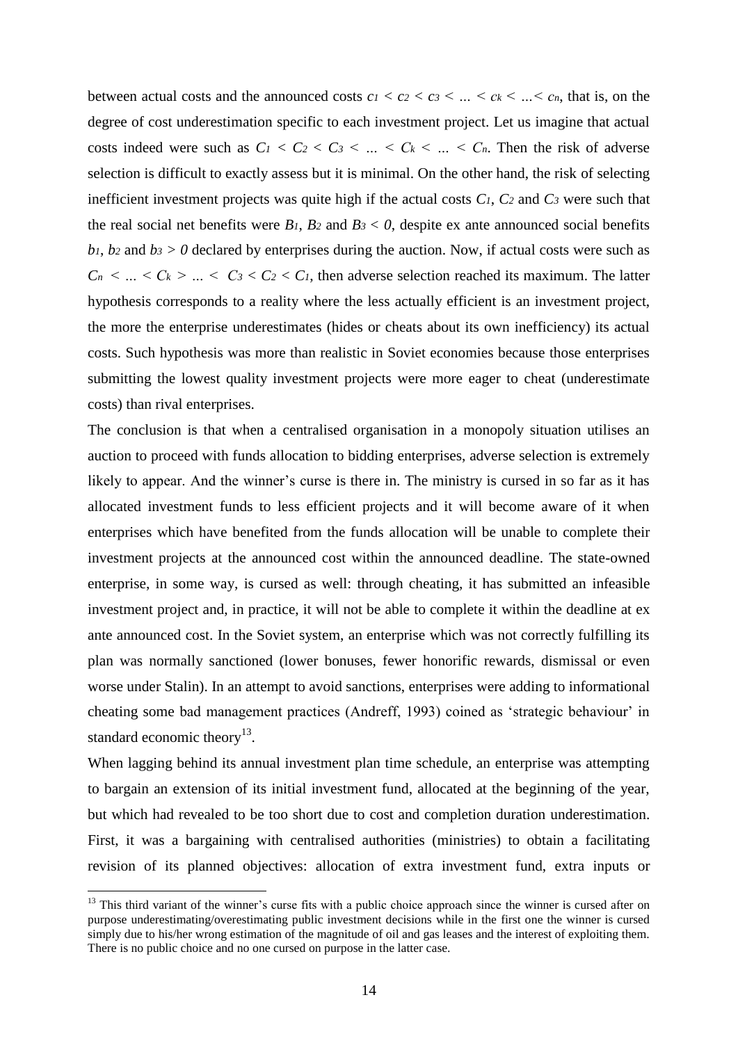between actual costs and the announced costs $c_1 < c_2 < c_3 < \ldots < c_k < \ldots < c_n$, that is, on the degree of cost underestimation specific to each investment project. Let us imagine that actual costs indeed were such as $C_1 < C_2 < C_3 < \ldots < C_k < \ldots < C_n$. Then the risk of adverse selection is difficult to exactly assess but it is minimal. On the other hand, the risk of selecting inefficient investment projects was quite high if the actual costs $C_1$, $C_2$ and $C_3$ were such that the real social net benefits were $B_1$, $B_2$ and $B_3 < 0$, despite ex ante announced social benefits $b_1$, $b_2$ and $b_3 > 0$ declared by enterprises during the auction. Now, if actual costs were such as $C_n < \ldots < C_k > \ldots < C_3 < C_2 < C_1$, then adverse selection reached its maximum. The latter hypothesis corresponds to a reality where the less actually efficient is an investment project, the more the enterprise underestimates (hides or cheats about its own inefficiency) its actual costs. Such hypothesis was more than realistic in Soviet economies because those enterprises submitting the lowest quality investment projects were more eager to cheat (underestimate costs) than rival enterprises.

The conclusion is that when a centralised organisation in a monopoly situation utilises an auction to proceed with funds allocation to bidding enterprises, adverse selection is extremely likely to appear. And the winner's curse is there in. The ministry is cursed in so far as it has allocated investment funds to less efficient projects and it will become aware of it when enterprises which have benefited from the funds allocation will be unable to complete their investment projects at the announced cost within the announced deadline. The state-owned enterprise, in some way, is cursed as well: through cheating, it has submitted an infeasible investment project and, in practice, it will not be able to complete it within the deadline at ex ante announced cost. In the Soviet system, an enterprise which was not correctly fulfilling its plan was normally sanctioned (lower bonuses, fewer honorific rewards, dismissal or even worse under Stalin). In an attempt to avoid sanctions, enterprises were adding to informational cheating some bad management practices (Andreff, 1993) coined as 'strategic behaviour' in standard economic theory[13].

When lagging behind its annual investment plan time schedule, an enterprise was attempting to bargain an extension of its initial investment fund, allocated at the beginning of the year, but which had revealed to be too short due to cost and completion duration underestimation. First, it was a bargaining with centralised authorities (ministries) to obtain a facilitating revision of its planned objectives: allocation of extra investment fund, extra inputs or

[13] This third variant of the winner's curse fits with a public choice approach since the winner is cursed after on purpose underestimating/overestimating public investment decisions while in the first one the winner is cursed simply due to his/her wrong estimation of the magnitude of oil and gas leases and the interest of exploiting them. There is no public choice and no one cursed on purpose in the latter case.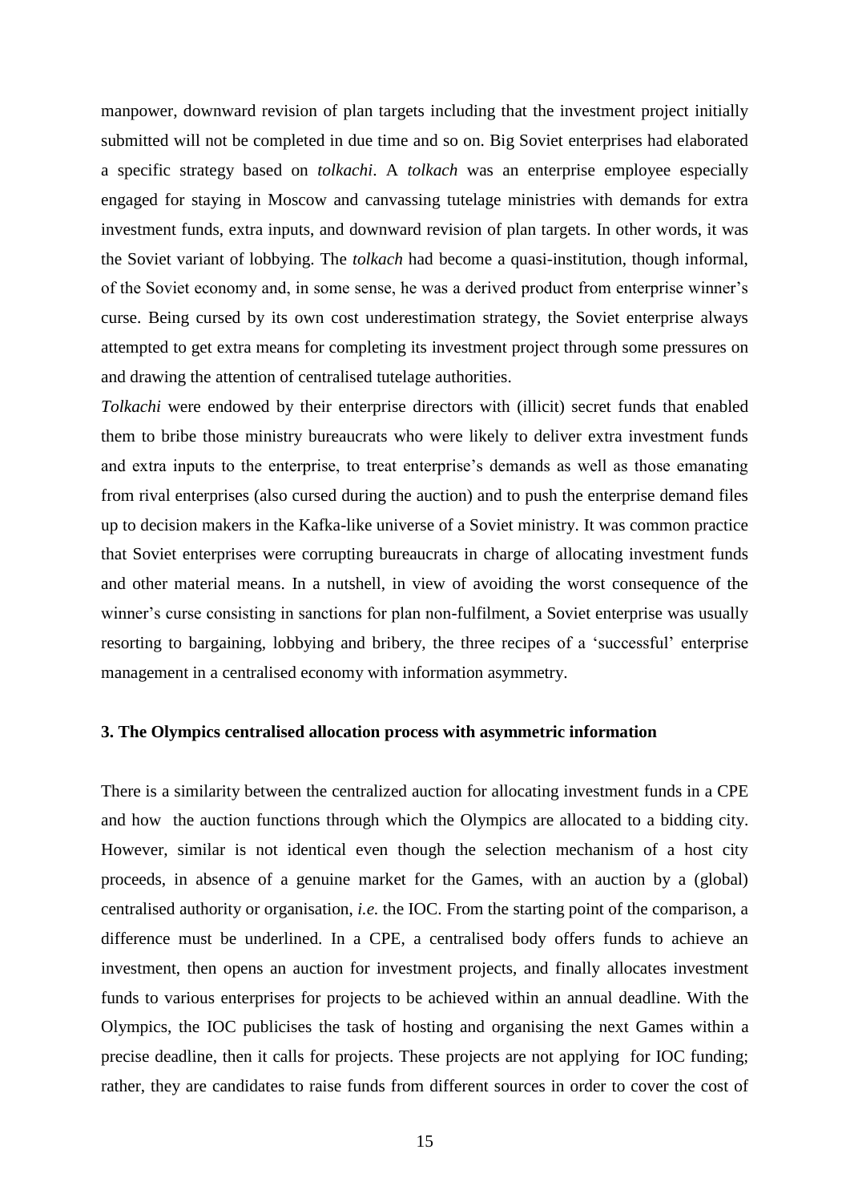manpower, downward revision of plan targets including that the investment project initially submitted will not be completed in due time and so on. Big Soviet enterprises had elaborated a specific strategy based on *tolkachi*. A *tolkach* was an enterprise employee especially engaged for staying in Moscow and canvassing tutelage ministries with demands for extra investment funds, extra inputs, and downward revision of plan targets. In other words, it was the Soviet variant of lobbying. The *tolkach* had become a quasi-institution, though informal, of the Soviet economy and, in some sense, he was a derived product from enterprise winner's curse. Being cursed by its own cost underestimation strategy, the Soviet enterprise always attempted to get extra means for completing its investment project through some pressures on and drawing the attention of centralised tutelage authorities.

*Tolkachi* were endowed by their enterprise directors with (illicit) secret funds that enabled them to bribe those ministry bureaucrats who were likely to deliver extra investment funds and extra inputs to the enterprise, to treat enterprise's demands as well as those emanating from rival enterprises (also cursed during the auction) and to push the enterprise demand files up to decision makers in the Kafka-like universe of a Soviet ministry. It was common practice that Soviet enterprises were corrupting bureaucrats in charge of allocating investment funds and other material means. In a nutshell, in view of avoiding the worst consequence of the winner's curse consisting in sanctions for plan non-fulfilment, a Soviet enterprise was usually resorting to bargaining, lobbying and bribery, the three recipes of a 'successful' enterprise management in a centralised economy with information asymmetry.

### 3. The Olympics centralised allocation process with asymmetric information

There is a similarity between the centralized auction for allocating investment funds in a CPE and how the auction functions through which the Olympics are allocated to a bidding city. However, similar is not identical even though the selection mechanism of a host city proceeds, in absence of a genuine market for the Games, with an auction by a (global) centralised authority or organisation, *i.e.* the IOC. From the starting point of the comparison, a difference must be underlined. In a CPE, a centralised body offers funds to achieve an investment, then opens an auction for investment projects, and finally allocates investment funds to various enterprises for projects to be achieved within an annual deadline. With the Olympics, the IOC publicises the task of hosting and organising the next Games within a precise deadline, then it calls for projects. These projects are not applying for IOC funding; rather, they are candidates to raise funds from different sources in order to cover the cost of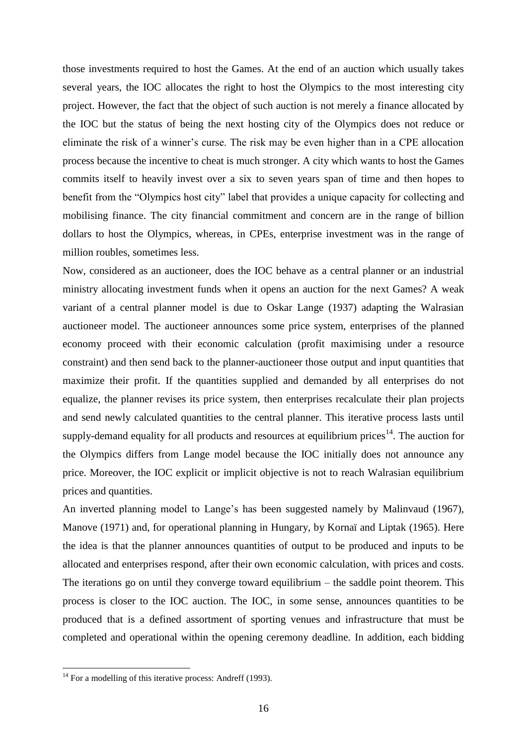those investments required to host the Games. At the end of an auction which usually takes several years, the IOC allocates the right to host the Olympics to the most interesting city project. However, the fact that the object of such auction is not merely a finance allocated by the IOC but the status of being the next hosting city of the Olympics does not reduce or eliminate the risk of a winner's curse. The risk may be even higher than in a CPE allocation process because the incentive to cheat is much stronger. A city which wants to host the Games commits itself to heavily invest over a six to seven years span of time and then hopes to benefit from the "Olympics host city" label that provides a unique capacity for collecting and mobilising finance. The city financial commitment and concern are in the range of billion dollars to host the Olympics, whereas, in CPEs, enterprise investment was in the range of million roubles, sometimes less.

Now, considered as an auctioneer, does the IOC behave as a central planner or an industrial ministry allocating investment funds when it opens an auction for the next Games? A weak variant of a central planner model is due to Oskar Lange (1937) adapting the Walrasian auctioneer model. The auctioneer announces some price system, enterprises of the planned economy proceed with their economic calculation (profit maximising under a resource constraint) and then send back to the planner-auctioneer those output and input quantities that maximize their profit. If the quantities supplied and demanded by all enterprises do not equalize, the planner revises its price system, then enterprises recalculate their plan projects and send newly calculated quantities to the central planner. This iterative process lasts until supply-demand equality for all products and resources at equilibrium prices[14]. The auction for the Olympics differs from Lange model because the IOC initially does not announce any price. Moreover, the IOC explicit or implicit objective is not to reach Walrasian equilibrium prices and quantities.

An inverted planning model to Lange's has been suggested namely by Malinvaud (1967), Manove (1971) and, for operational planning in Hungary, by Kornaï and Liptak (1965). Here the idea is that the planner announces quantities of output to be produced and inputs to be allocated and enterprises respond, after their own economic calculation, with prices and costs. The iterations go on until they converge toward equilibrium – the saddle point theorem. This process is closer to the IOC auction. The IOC, in some sense, announces quantities to be produced that is a defined assortment of sporting venues and infrastructure that must be completed and operational within the opening ceremony deadline. In addition, each bidding

[14] For a modelling of this iterative process: Andreff (1993).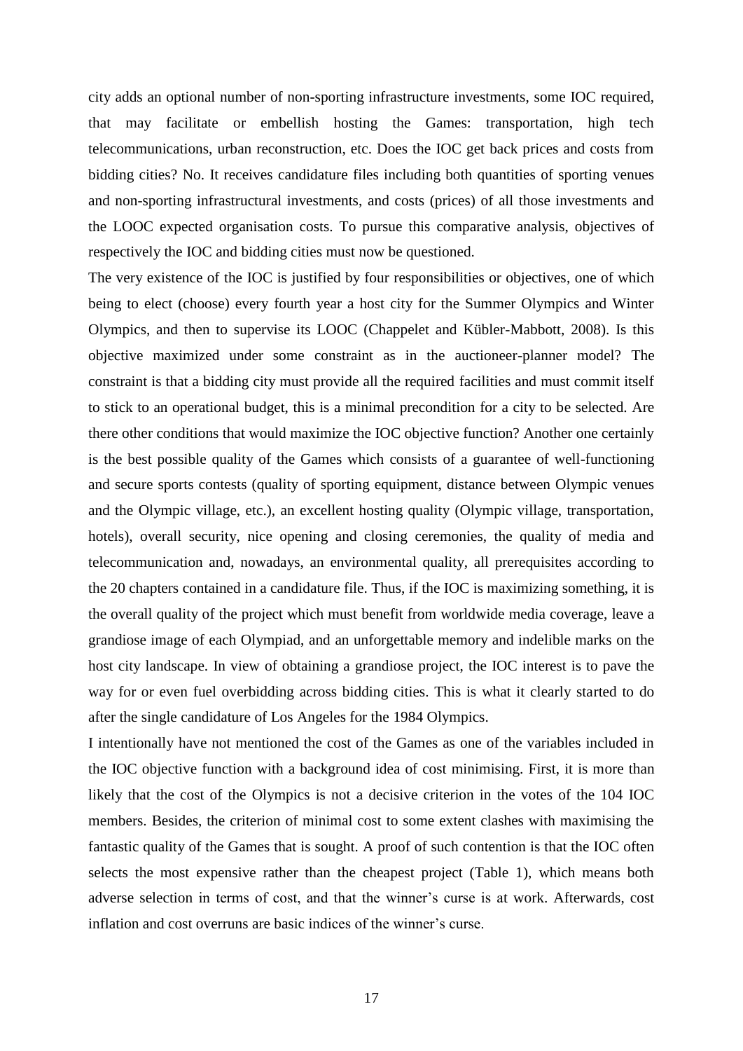city adds an optional number of non-sporting infrastructure investments, some IOC required, that may facilitate or embellish hosting the Games: transportation, high tech telecommunications, urban reconstruction, etc. Does the IOC get back prices and costs from bidding cities? No. It receives candidature files including both quantities of sporting venues and non-sporting infrastructural investments, and costs (prices) of all those investments and the LOOC expected organisation costs. To pursue this comparative analysis, objectives of respectively the IOC and bidding cities must now be questioned.

The very existence of the IOC is justified by four responsibilities or objectives, one of which being to elect (choose) every fourth year a host city for the Summer Olympics and Winter Olympics, and then to supervise its LOOC (Chappelet and Kübler-Mabbott, 2008). Is this objective maximized under some constraint as in the auctioneer-planner model? The constraint is that a bidding city must provide all the required facilities and must commit itself to stick to an operational budget, this is a minimal precondition for a city to be selected. Are there other conditions that would maximize the IOC objective function? Another one certainly is the best possible quality of the Games which consists of a guarantee of well-functioning and secure sports contests (quality of sporting equipment, distance between Olympic venues and the Olympic village, etc.), an excellent hosting quality (Olympic village, transportation, hotels), overall security, nice opening and closing ceremonies, the quality of media and telecommunication and, nowadays, an environmental quality, all prerequisites according to the 20 chapters contained in a candidature file. Thus, if the IOC is maximizing something, it is the overall quality of the project which must benefit from worldwide media coverage, leave a grandiose image of each Olympiad, and an unforgettable memory and indelible marks on the host city landscape. In view of obtaining a grandiose project, the IOC interest is to pave the way for or even fuel overbidding across bidding cities. This is what it clearly started to do after the single candidature of Los Angeles for the 1984 Olympics.

I intentionally have not mentioned the cost of the Games as one of the variables included in the IOC objective function with a background idea of cost minimising. First, it is more than likely that the cost of the Olympics is not a decisive criterion in the votes of the 104 IOC members. Besides, the criterion of minimal cost to some extent clashes with maximising the fantastic quality of the Games that is sought. A proof of such contention is that the IOC often selects the most expensive rather than the cheapest project (Table 1), which means both adverse selection in terms of cost, and that the winner's curse is at work. Afterwards, cost inflation and cost overruns are basic indices of the winner's curse.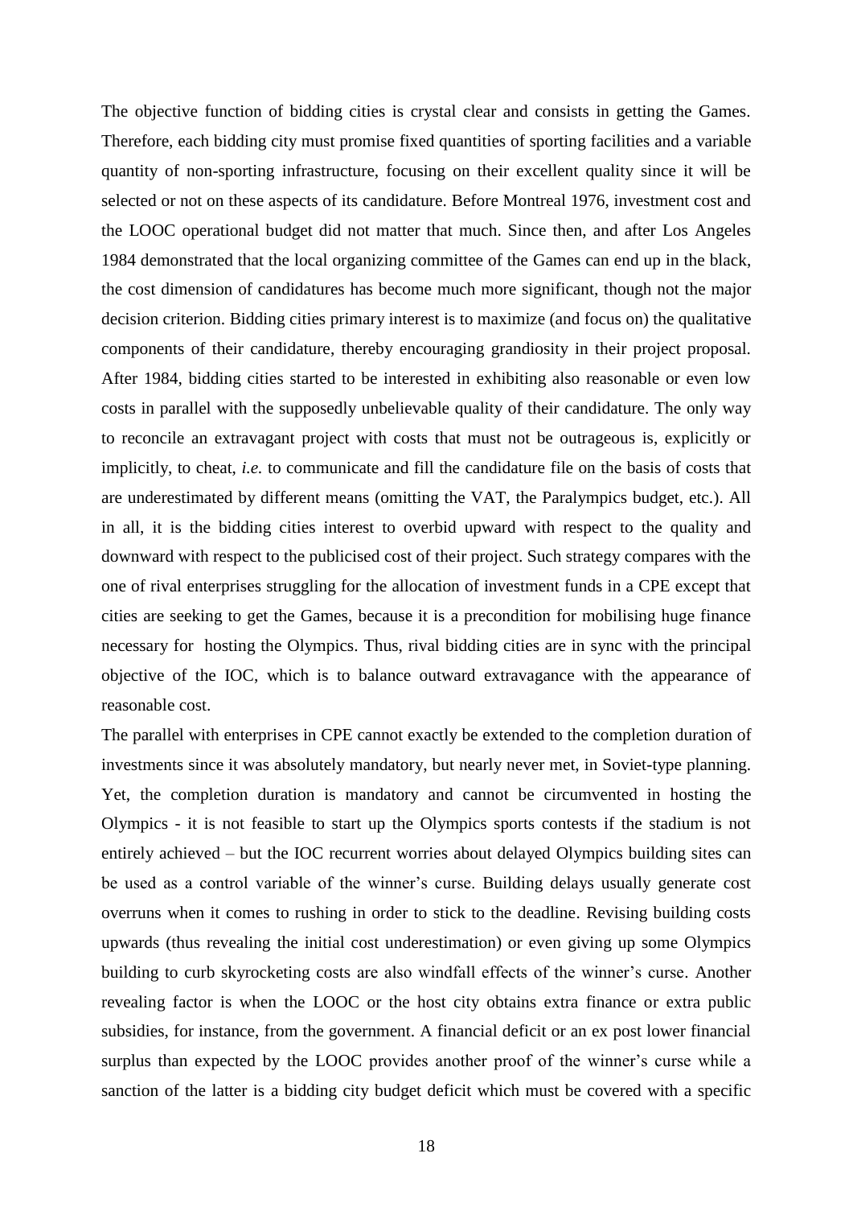The objective function of bidding cities is crystal clear and consists in getting the Games. Therefore, each bidding city must promise fixed quantities of sporting facilities and a variable quantity of non-sporting infrastructure, focusing on their excellent quality since it will be selected or not on these aspects of its candidature. Before Montreal 1976, investment cost and the LOOC operational budget did not matter that much. Since then, and after Los Angeles 1984 demonstrated that the local organizing committee of the Games can end up in the black, the cost dimension of candidatures has become much more significant, though not the major decision criterion. Bidding cities primary interest is to maximize (and focus on) the qualitative components of their candidature, thereby encouraging grandiosity in their project proposal. After 1984, bidding cities started to be interested in exhibiting also reasonable or even low costs in parallel with the supposedly unbelievable quality of their candidature. The only way to reconcile an extravagant project with costs that must not be outrageous is, explicitly or implicitly, to cheat, *i.e.* to communicate and fill the candidature file on the basis of costs that are underestimated by different means (omitting the VAT, the Paralympics budget, etc.). All in all, it is the bidding cities interest to overbid upward with respect to the quality and downward with respect to the publicised cost of their project. Such strategy compares with the one of rival enterprises struggling for the allocation of investment funds in a CPE except that cities are seeking to get the Games, because it is a precondition for mobilising huge finance necessary for hosting the Olympics. Thus, rival bidding cities are in sync with the principal objective of the IOC, which is to balance outward extravagance with the appearance of reasonable cost.

The parallel with enterprises in CPE cannot exactly be extended to the completion duration of investments since it was absolutely mandatory, but nearly never met, in Soviet-type planning. Yet, the completion duration is mandatory and cannot be circumvented in hosting the Olympics - it is not feasible to start up the Olympics sports contests if the stadium is not entirely achieved – but the IOC recurrent worries about delayed Olympics building sites can be used as a control variable of the winner's curse. Building delays usually generate cost overruns when it comes to rushing in order to stick to the deadline. Revising building costs upwards (thus revealing the initial cost underestimation) or even giving up some Olympics building to curb skyrocketing costs are also windfall effects of the winner's curse. Another revealing factor is when the LOOC or the host city obtains extra finance or extra public subsidies, for instance, from the government. A financial deficit or an ex post lower financial surplus than expected by the LOOC provides another proof of the winner's curse while a sanction of the latter is a bidding city budget deficit which must be covered with a specific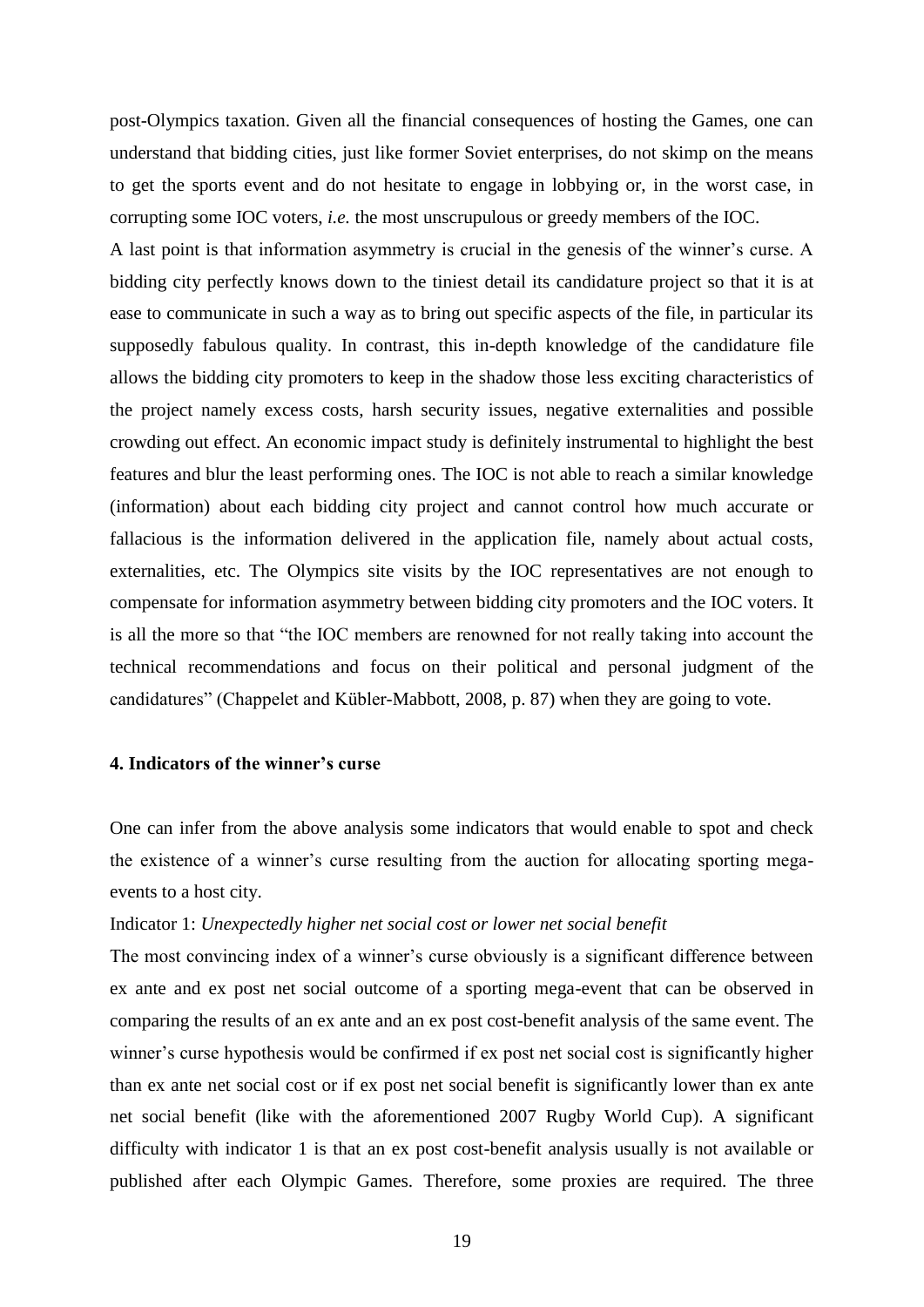post-Olympics taxation. Given all the financial consequences of hosting the Games, one can understand that bidding cities, just like former Soviet enterprises, do not skimp on the means to get the sports event and do not hesitate to engage in lobbying or, in the worst case, in corrupting some IOC voters, *i.e.* the most unscrupulous or greedy members of the IOC.

A last point is that information asymmetry is crucial in the genesis of the winner's curse. A bidding city perfectly knows down to the tiniest detail its candidature project so that it is at ease to communicate in such a way as to bring out specific aspects of the file, in particular its supposedly fabulous quality. In contrast, this in-depth knowledge of the candidature file allows the bidding city promoters to keep in the shadow those less exciting characteristics of the project namely excess costs, harsh security issues, negative externalities and possible crowding out effect. An economic impact study is definitely instrumental to highlight the best features and blur the least performing ones. The IOC is not able to reach a similar knowledge (information) about each bidding city project and cannot control how much accurate or fallacious is the information delivered in the application file, namely about actual costs, externalities, etc. The Olympics site visits by the IOC representatives are not enough to compensate for information asymmetry between bidding city promoters and the IOC voters. It is all the more so that "the IOC members are renowned for not really taking into account the technical recommendations and focus on their political and personal judgment of the candidatures" (Chappelet and Kübler-Mabbott, 2008, p. 87) when they are going to vote.

### 4. Indicators of the winner's curse

One can infer from the above analysis some indicators that would enable to spot and check the existence of a winner's curse resulting from the auction for allocating sporting mega-events to a host city.

Indicator 1: *Unexpectedly higher net social cost or lower net social benefit*

The most convincing index of a winner's curse obviously is a significant difference between ex ante and ex post net social outcome of a sporting mega-event that can be observed in comparing the results of an ex ante and an ex post cost-benefit analysis of the same event. The winner's curse hypothesis would be confirmed if ex post net social cost is significantly higher than ex ante net social cost or if ex post net social benefit is significantly lower than ex ante net social benefit (like with the aforementioned 2007 Rugby World Cup). A significant difficulty with indicator 1 is that an ex post cost-benefit analysis usually is not available or published after each Olympic Games. Therefore, some proxies are required. The three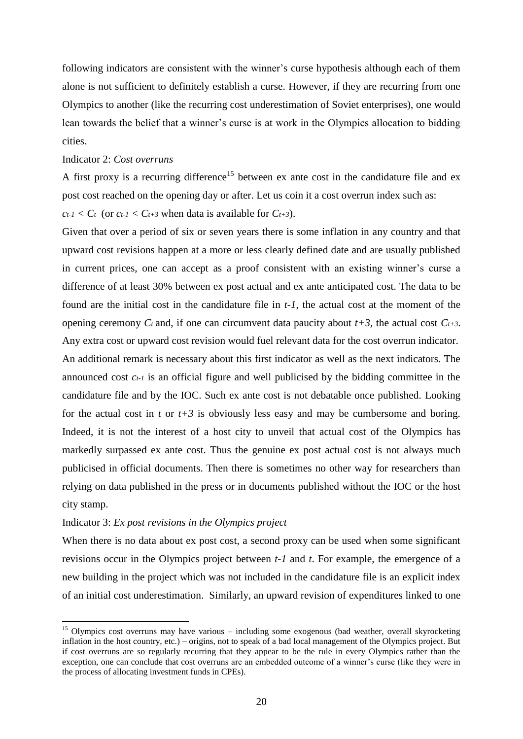following indicators are consistent with the winner's curse hypothesis although each of them alone is not sufficient to definitely establish a curse. However, if they are recurring from one Olympics to another (like the recurring cost underestimation of Soviet enterprises), one would lean towards the belief that a winner's curse is at work in the Olympics allocation to bidding cities.

Indicator 2: *Cost overruns*

A first proxy is a recurring difference[15] between ex ante cost in the candidature file and ex post cost reached on the opening day or after. Let us coin it a cost overrun index such as: $c_{t-1} < C_t$ (or $c_{t-1} < C_{t+3}$ when data is available for $C_{t+3}$).

Given that over a period of six or seven years there is some inflation in any country and that upward cost revisions happen at a more or less clearly defined date and are usually published in current prices, one can accept as a proof consistent with an existing winner's curse a difference of at least 30% between ex post actual and ex ante anticipated cost. The data to be found are the initial cost in the candidature file in $t$-$1$, the actual cost at the moment of the opening ceremony $C_t$ and, if one can circumvent data paucity about $t+3$, the actual cost $C_{t+3}$. Any extra cost or upward cost revision would fuel relevant data for the cost overrun indicator.

An additional remark is necessary about this first indicator as well as the next indicators. The announced cost $c_{t-1}$ is an official figure and well publicised by the bidding committee in the candidature file and by the IOC. Such ex ante cost is not debatable once published. Looking for the actual cost in $t$ or $t+3$ is obviously less easy and may be cumbersome and boring. Indeed, it is not the interest of a host city to unveil that actual cost of the Olympics has markedly surpassed ex ante cost. Thus the genuine ex post actual cost is not always much publicised in official documents. Then there is sometimes no other way for researchers than relying on data published in the press or in documents published without the IOC or the host city stamp.

Indicator 3: *Ex post revisions in the Olympics project*

When there is no data about ex post cost, a second proxy can be used when some significant revisions occur in the Olympics project between $t$-$1$ and $t$. For example, the emergence of a new building in the project which was not included in the candidature file is an explicit index of an initial cost underestimation. Similarly, an upward revision of expenditures linked to one

[15] Olympics cost overruns may have various – including some exogenous (bad weather, overall skyrocketing inflation in the host country, etc.) – origins, not to speak of a bad local management of the Olympics project. But if cost overruns are so regularly recurring that they appear to be the rule in every Olympics rather than the exception, one can conclude that cost overruns are an embedded outcome of a winner's curse (like they were in the process of allocating investment funds in CPEs).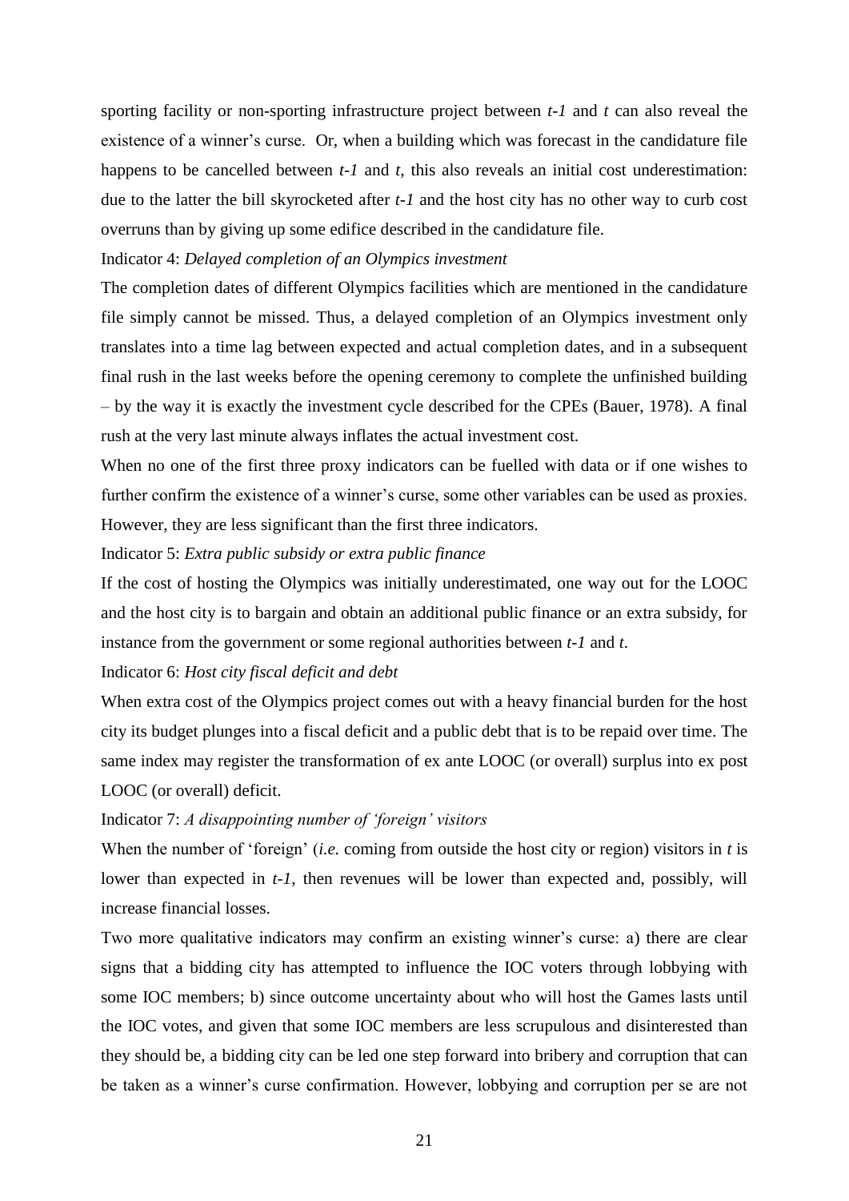sporting facility or non-sporting infrastructure project between *t-1* and *t* can also reveal the existence of a winner's curse. Or, when a building which was forecast in the candidature file happens to be cancelled between *t-1* and *t*, this also reveals an initial cost underestimation: due to the latter the bill skyrocketed after *t-1* and the host city has no other way to curb cost overruns than by giving up some edifice described in the candidature file.

Indicator 4: *Delayed completion of an Olympics investment*

The completion dates of different Olympics facilities which are mentioned in the candidature file simply cannot be missed. Thus, a delayed completion of an Olympics investment only translates into a time lag between expected and actual completion dates, and in a subsequent final rush in the last weeks before the opening ceremony to complete the unfinished building – by the way it is exactly the investment cycle described for the CPEs (Bauer, 1978). A final rush at the very last minute always inflates the actual investment cost.

When no one of the first three proxy indicators can be fuelled with data or if one wishes to further confirm the existence of a winner's curse, some other variables can be used as proxies. However, they are less significant than the first three indicators.

Indicator 5: *Extra public subsidy or extra public finance*

If the cost of hosting the Olympics was initially underestimated, one way out for the LOOC and the host city is to bargain and obtain an additional public finance or an extra subsidy, for instance from the government or some regional authorities between *t-1* and *t*.

Indicator 6: *Host city fiscal deficit and debt*

When extra cost of the Olympics project comes out with a heavy financial burden for the host city its budget plunges into a fiscal deficit and a public debt that is to be repaid over time. The same index may register the transformation of ex ante LOOC (or overall) surplus into ex post LOOC (or overall) deficit.

Indicator 7: *A disappointing number of 'foreign' visitors*

When the number of 'foreign' (*i.e.* coming from outside the host city or region) visitors in *t* is lower than expected in *t-1*, then revenues will be lower than expected and, possibly, will increase financial losses.

Two more qualitative indicators may confirm an existing winner's curse: a) there are clear signs that a bidding city has attempted to influence the IOC voters through lobbying with some IOC members; b) since outcome uncertainty about who will host the Games lasts until the IOC votes, and given that some IOC members are less scrupulous and disinterested than they should be, a bidding city can be led one step forward into bribery and corruption that can be taken as a winner's curse confirmation. However, lobbying and corruption per se are not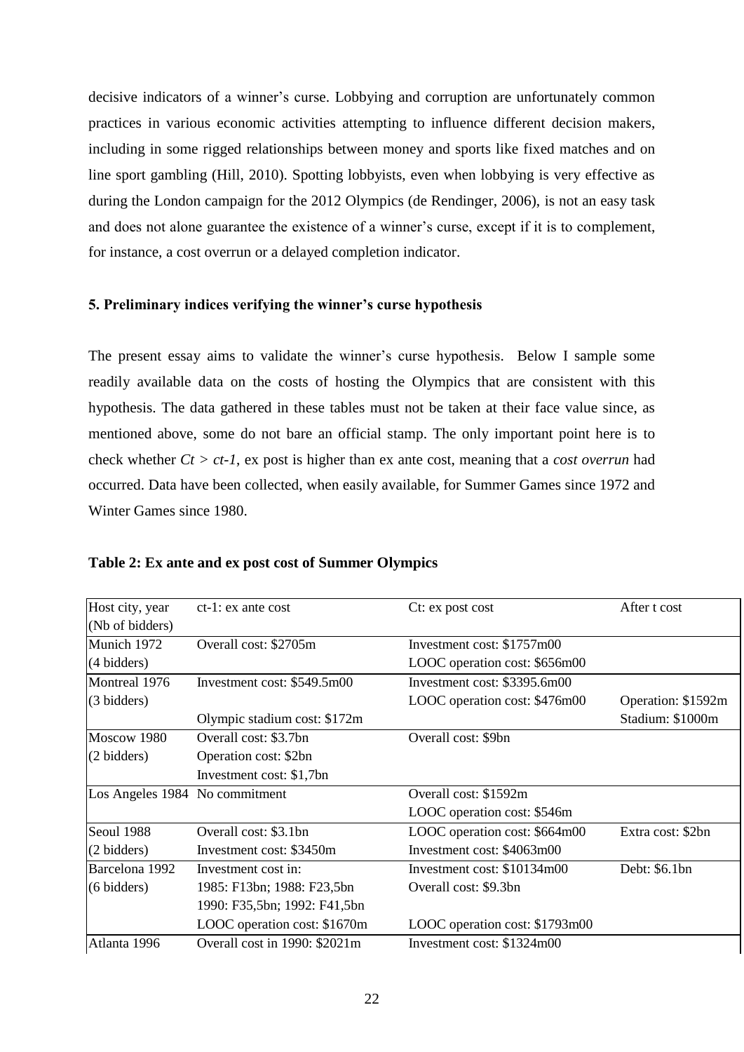decisive indicators of a winner's curse. Lobbying and corruption are unfortunately common practices in various economic activities attempting to influence different decision makers, including in some rigged relationships between money and sports like fixed matches and on line sport gambling (Hill, 2010). Spotting lobbyists, even when lobbying is very effective as during the London campaign for the 2012 Olympics (de Rendinger, 2006), is not an easy task and does not alone guarantee the existence of a winner's curse, except if it is to complement, for instance, a cost overrun or a delayed completion indicator.

### 5. Preliminary indices verifying the winner's curse hypothesis

The present essay aims to validate the winner's curse hypothesis. Below I sample some readily available data on the costs of hosting the Olympics that are consistent with this hypothesis. The data gathered in these tables must not be taken at their face value since, as mentioned above, some do not bare an official stamp. The only important point here is to check whether $C_t > c_{t-1}$, ex post is higher than ex ante cost, meaning that a *cost overrun* had occurred. Data have been collected, when easily available, for Summer Games since 1972 and Winter Games since 1980.

**Table 2: Ex ante and ex post cost of Summer Olympics**

| Host city, year (Nb of bidders) | ct-1: ex ante cost | Ct: ex post cost | After t cost |
|---|---|---|---|
| Munich 1972 (4 bidders) | Overall cost: $2705m | Investment cost: $1757m00<br>LOOC operation cost: $656m00 | |
| Montreal 1976 (3 bidders) | Investment cost: $549.5m00<br>Olympic stadium cost: $172m | Investment cost: $3395.6m00<br>LOOC operation cost: $476m00 | Operation: $1592m<br>Stadium: $1000m |
| Moscow 1980 (2 bidders) | Overall cost: $3.7bn<br>Operation cost: $2bn<br>Investment cost: $1,7bn | Overall cost: $9bn | |
| Los Angeles 1984 | No commitment | Overall cost: $1592m<br>LOOC operation cost: $546m | |
| Seoul 1988 (2 bidders) | Overall cost: $3.1bn<br>Investment cost: $3450m | LOOC operation cost: $664m00<br>Investment cost: $4063m00 | Extra cost: $2bn |
| Barcelona 1992 (6 bidders) | Investment cost in:<br>1985: F13bn; 1988: F23,5bn<br>1990: F35,5bn; 1992: F41,5bn<br>LOOC operation cost: $1670m | Investment cost: $10134m00<br>Overall cost: $9.3bn<br>LOOC operation cost: $1793m00 | Debt: $6.1bn |
| Atlanta 1996 | Overall cost in 1990: $2021m | Investment cost: $1324m00 | |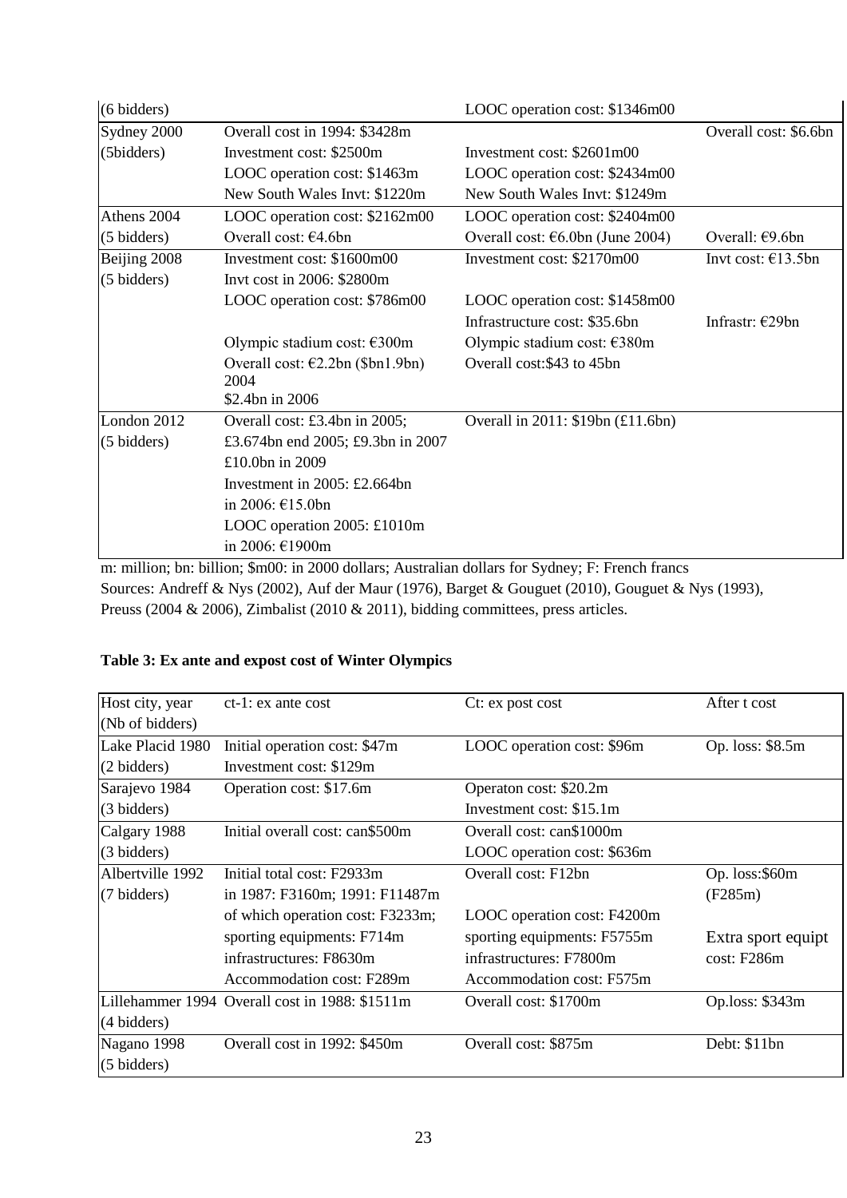| | | | |
|---|---|---|---|
| (6 bidders) | | LOOC operation cost: \$1346m00 | |
| Sydney 2000 (5bidders) | Overall cost in 1994: \$3428m<br>Investment cost: \$2500m<br>LOOC operation cost: \$1463m<br>New South Wales Invt: \$1220m | Investment cost: \$2601m00<br>LOOC operation cost: \$2434m00<br>New South Wales Invt: \$1249m | Overall cost: \$6.6bn |
| Athens 2004 (5 bidders) | LOOC operation cost: \$2162m00<br>Overall cost: €4.6bn | LOOC operation cost: \$2404m00<br>Overall cost: €6.0bn (June 2004) | Overall: €9.6bn |
| Beijing 2008 (5 bidders) | Investment cost: \$1600m00<br>Invt cost in 2006: \$2800m<br>LOOC operation cost: \$786m00<br><br>Olympic stadium cost: €300m<br>Overall cost: €2.2bn (\$bn1.9bn) 2004<br>\$2.4bn in 2006 | Investment cost: \$2170m00<br><br>LOOC operation cost: \$1458m00<br>Infrastructure cost: \$35.6bn<br>Olympic stadium cost: €380m<br>Overall cost:\$43 to 45bn | Invt cost: €13.5bn<br><br><br>Infrastr: €29bn |
| London 2012 (5 bidders) | Overall cost: £3.4bn in 2005;<br>£3.674bn end 2005; £9.3bn in 2007<br>£10.0bn in 2009<br>Investment in 2005: £2.664bn<br>in 2006: €15.0bn<br>LOOC operation 2005: £1010m<br>in 2006: €1900m | Overall in 2011: \$19bn (£11.6bn) | |

m: million; bn: billion; \$m00: in 2000 dollars; Australian dollars for Sydney; F: French francs
Sources: Andreff & Nys (2002), Auf der Maur (1976), Barget & Gouguet (2010), Gouguet & Nys (1993), Preuss (2004 & 2006), Zimbalist (2010 & 2011), bidding committees, press articles.

**Table 3: Ex ante and expost cost of Winter Olympics**

| Host city, year (Nb of bidders) | ct-1: ex ante cost | Ct: ex post cost | After t cost |
|---|---|---|---|
| Lake Placid 1980 (2 bidders) | Initial operation cost: \$47m<br>Investment cost: \$129m | LOOC operation cost: \$96m | Op. loss: \$8.5m |
| Sarajevo 1984 (3 bidders) | Operation cost: \$17.6m | Operaton cost: \$20.2m<br>Investment cost: \$15.1m | |
| Calgary 1988 (3 bidders) | Initial overall cost: can\$500m | Overall cost: can\$1000m<br>LOOC operation cost: \$636m | |
| Albertville 1992 (7 bidders) | Initial total cost: F2933m<br>in 1987: F3160m; 1991: F11487m<br>of which operation cost: F3233m;<br>sporting equipments: F714m<br>infrastructures: F8630m<br>Accommodation cost: F289m | Overall cost: F12bn<br><br>LOOC operation cost: F4200m<br>sporting equipments: F5755m<br>infrastructures: F7800m<br>Accommodation cost: F575m | Op. loss:\$60m (F285m)<br><br>Extra sport equipt cost: F286m |
| Lillehammer 1994 (4 bidders) | Overall cost in 1988: \$1511m | Overall cost: \$1700m | Op.loss: \$343m |
| Nagano 1998 (5 bidders) | Overall cost in 1992: \$450m | Overall cost: \$875m | Debt: \$11bn |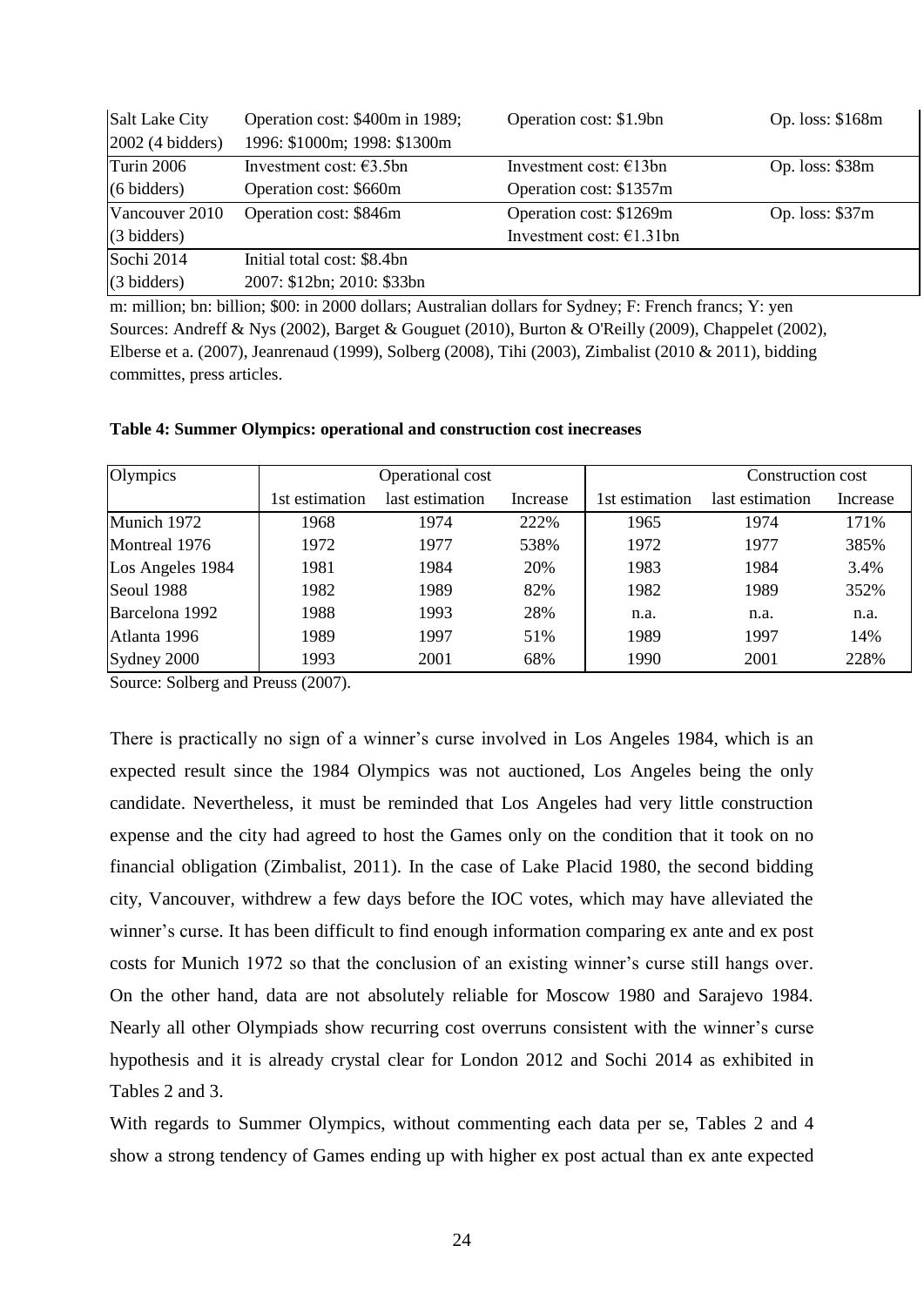| Salt Lake City 2002 (4 bidders) | Operation cost: $400m in 1989; 1996: $1000m; 1998: $1300m | Operation cost: $1.9bn | Op. loss: $168m |
|---|---|---|---|
| Turin 2006 (6 bidders) | Investment cost: €3.5bn<br>Operation cost: $660m | Investment cost: €13bn<br>Operation cost: $1357m | Op. loss: $38m |
| Vancouver 2010 (3 bidders) | Operation cost: $846m | Operation cost: $1269m<br>Investment cost: €1.31bn | Op. loss: $37m |
| Sochi 2014 (3 bidders) | Initial total cost: $8.4bn<br>2007: $12bn; 2010: $33bn | | |

m: million; bn: billion; $00: in 2000 dollars; Australian dollars for Sydney; F: French francs; Y: yen
Sources: Andreff & Nys (2002), Barget & Gouguet (2010), Burton & O'Reilly (2009), Chappelet (2002), Elberse et a. (2007), Jeanrenaud (1999), Solberg (2008), Tihi (2003), Zimbalist (2010 & 2011), bidding committes, press articles.

**Table 4: Summer Olympics: operational and construction cost inecreases**

| Olympics | Operational cost | | | Construction cost | | |
|---|---|---|---|---|---|---|
| | 1st estimation | last estimation | Increase | 1st estimation | last estimation | Increase |
| Munich 1972 | 1968 | 1974 | 222% | 1965 | 1974 | 171% |
| Montreal 1976 | 1972 | 1977 | 538% | 1972 | 1977 | 385% |
| Los Angeles 1984 | 1981 | 1984 | 20% | 1983 | 1984 | 3.4% |
| Seoul 1988 | 1982 | 1989 | 82% | 1982 | 1989 | 352% |
| Barcelona 1992 | 1988 | 1993 | 28% | n.a. | n.a. | n.a. |
| Atlanta 1996 | 1989 | 1997 | 51% | 1989 | 1997 | 14% |
| Sydney 2000 | 1993 | 2001 | 68% | 1990 | 2001 | 228% |

Source: Solberg and Preuss (2007).

There is practically no sign of a winner's curse involved in Los Angeles 1984, which is an expected result since the 1984 Olympics was not auctioned, Los Angeles being the only candidate. Nevertheless, it must be reminded that Los Angeles had very little construction expense and the city had agreed to host the Games only on the condition that it took on no financial obligation (Zimbalist, 2011). In the case of Lake Placid 1980, the second bidding city, Vancouver, withdrew a few days before the IOC votes, which may have alleviated the winner's curse. It has been difficult to find enough information comparing ex ante and ex post costs for Munich 1972 so that the conclusion of an existing winner's curse still hangs over. On the other hand, data are not absolutely reliable for Moscow 1980 and Sarajevo 1984. Nearly all other Olympiads show recurring cost overruns consistent with the winner's curse hypothesis and it is already crystal clear for London 2012 and Sochi 2014 as exhibited in Tables 2 and 3.

With regards to Summer Olympics, without commenting each data per se, Tables 2 and 4 show a strong tendency of Games ending up with higher ex post actual than ex ante expected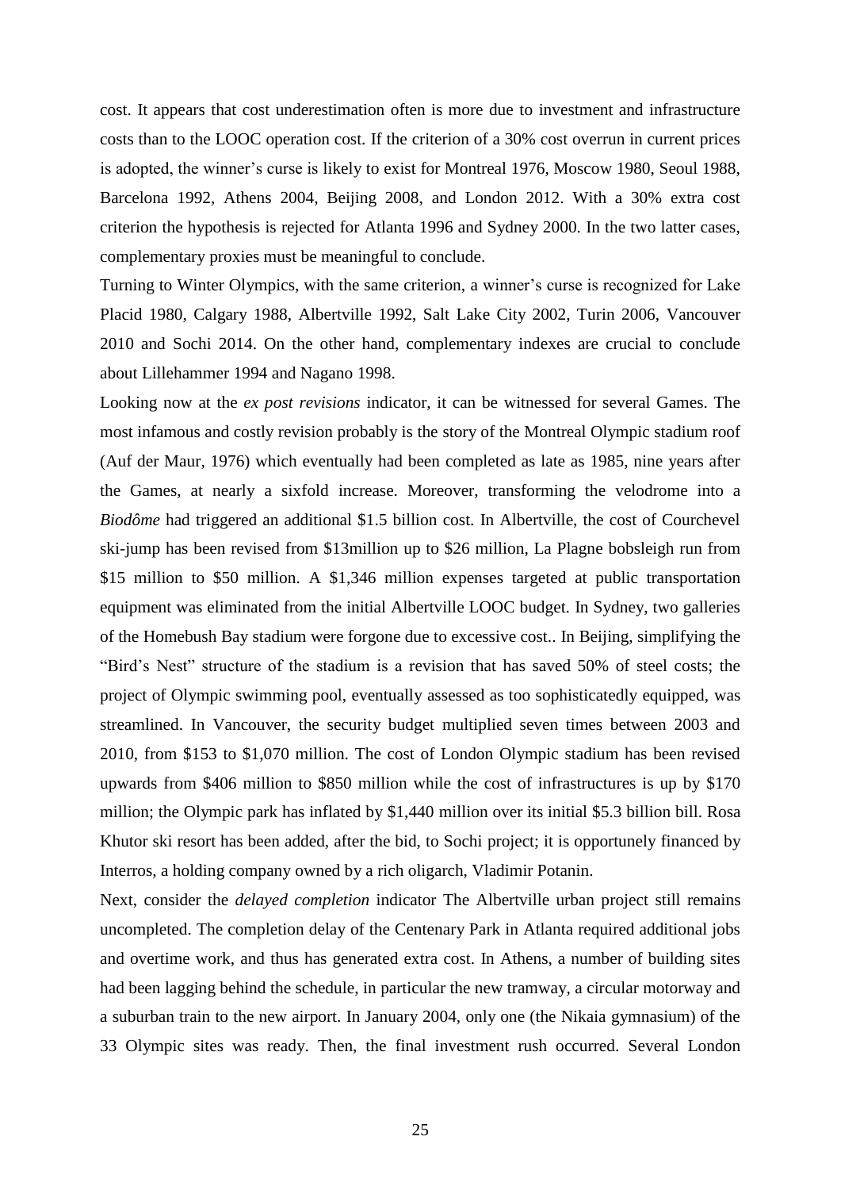cost. It appears that cost underestimation often is more due to investment and infrastructure costs than to the LOOC operation cost. If the criterion of a 30% cost overrun in current prices is adopted, the winner's curse is likely to exist for Montreal 1976, Moscow 1980, Seoul 1988, Barcelona 1992, Athens 2004, Beijing 2008, and London 2012. With a 30% extra cost criterion the hypothesis is rejected for Atlanta 1996 and Sydney 2000. In the two latter cases, complementary proxies must be meaningful to conclude.

Turning to Winter Olympics, with the same criterion, a winner's curse is recognized for Lake Placid 1980, Calgary 1988, Albertville 1992, Salt Lake City 2002, Turin 2006, Vancouver 2010 and Sochi 2014. On the other hand, complementary indexes are crucial to conclude about Lillehammer 1994 and Nagano 1998.

Looking now at the *ex post revisions* indicator, it can be witnessed for several Games. The most infamous and costly revision probably is the story of the Montreal Olympic stadium roof (Auf der Maur, 1976) which eventually had been completed as late as 1985, nine years after the Games, at nearly a sixfold increase. Moreover, transforming the velodrome into a *Biodôme* had triggered an additional $1.5 billion cost. In Albertville, the cost of Courchevel ski-jump has been revised from $13million up to $26 million, La Plagne bobsleigh run from $15 million to $50 million. A $1,346 million expenses targeted at public transportation equipment was eliminated from the initial Albertville LOOC budget. In Sydney, two galleries of the Homebush Bay stadium were forgone due to excessive cost.. In Beijing, simplifying the "Bird's Nest" structure of the stadium is a revision that has saved 50% of steel costs; the project of Olympic swimming pool, eventually assessed as too sophisticatedly equipped, was streamlined. In Vancouver, the security budget multiplied seven times between 2003 and 2010, from $153 to $1,070 million. The cost of London Olympic stadium has been revised upwards from $406 million to $850 million while the cost of infrastructures is up by $170 million; the Olympic park has inflated by $1,440 million over its initial $5.3 billion bill. Rosa Khutor ski resort has been added, after the bid, to Sochi project; it is opportunely financed by Interros, a holding company owned by a rich oligarch, Vladimir Potanin.

Next, consider the *delayed completion* indicator The Albertville urban project still remains uncompleted. The completion delay of the Centenary Park in Atlanta required additional jobs and overtime work, and thus has generated extra cost. In Athens, a number of building sites had been lagging behind the schedule, in particular the new tramway, a circular motorway and a suburban train to the new airport. In January 2004, only one (the Nikaia gymnasium) of the 33 Olympic sites was ready. Then, the final investment rush occurred. Several London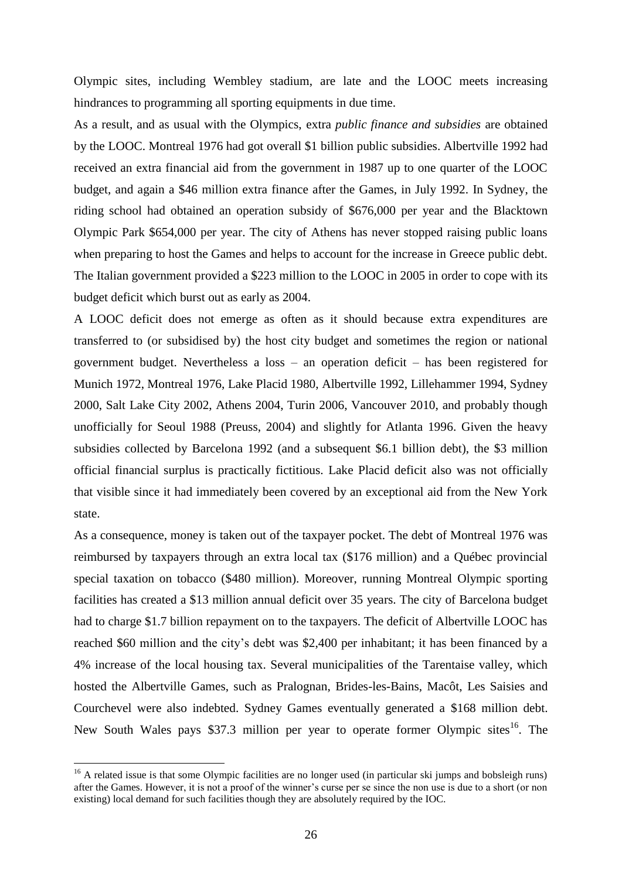Olympic sites, including Wembley stadium, are late and the LOOC meets increasing hindrances to programming all sporting equipments in due time.

As a result, and as usual with the Olympics, extra *public finance and subsidies* are obtained by the LOOC. Montreal 1976 had got overall $1 billion public subsidies. Albertville 1992 had received an extra financial aid from the government in 1987 up to one quarter of the LOOC budget, and again a $46 million extra finance after the Games, in July 1992. In Sydney, the riding school had obtained an operation subsidy of $676,000 per year and the Blacktown Olympic Park $654,000 per year. The city of Athens has never stopped raising public loans when preparing to host the Games and helps to account for the increase in Greece public debt. The Italian government provided a $223 million to the LOOC in 2005 in order to cope with its budget deficit which burst out as early as 2004.

A LOOC deficit does not emerge as often as it should because extra expenditures are transferred to (or subsidised by) the host city budget and sometimes the region or national government budget. Nevertheless a loss – an operation deficit – has been registered for Munich 1972, Montreal 1976, Lake Placid 1980, Albertville 1992, Lillehammer 1994, Sydney 2000, Salt Lake City 2002, Athens 2004, Turin 2006, Vancouver 2010, and probably though unofficially for Seoul 1988 (Preuss, 2004) and slightly for Atlanta 1996. Given the heavy subsidies collected by Barcelona 1992 (and a subsequent $6.1 billion debt), the $3 million official financial surplus is practically fictitious. Lake Placid deficit also was not officially that visible since it had immediately been covered by an exceptional aid from the New York state.

As a consequence, money is taken out of the taxpayer pocket. The debt of Montreal 1976 was reimbursed by taxpayers through an extra local tax ($176 million) and a Québec provincial special taxation on tobacco ($480 million). Moreover, running Montreal Olympic sporting facilities has created a $13 million annual deficit over 35 years. The city of Barcelona budget had to charge $1.7 billion repayment on to the taxpayers. The deficit of Albertville LOOC has reached $60 million and the city's debt was $2,400 per inhabitant; it has been financed by a 4% increase of the local housing tax. Several municipalities of the Tarentaise valley, which hosted the Albertville Games, such as Pralognan, Brides-les-Bains, Macôt, Les Saisies and Courchevel were also indebted. Sydney Games eventually generated a $168 million debt. New South Wales pays $37.3 million per year to operate former Olympic sites[16]. The

[16] A related issue is that some Olympic facilities are no longer used (in particular ski jumps and bobsleigh runs) after the Games. However, it is not a proof of the winner's curse per se since the non use is due to a short (or non existing) local demand for such facilities though they are absolutely required by the IOC.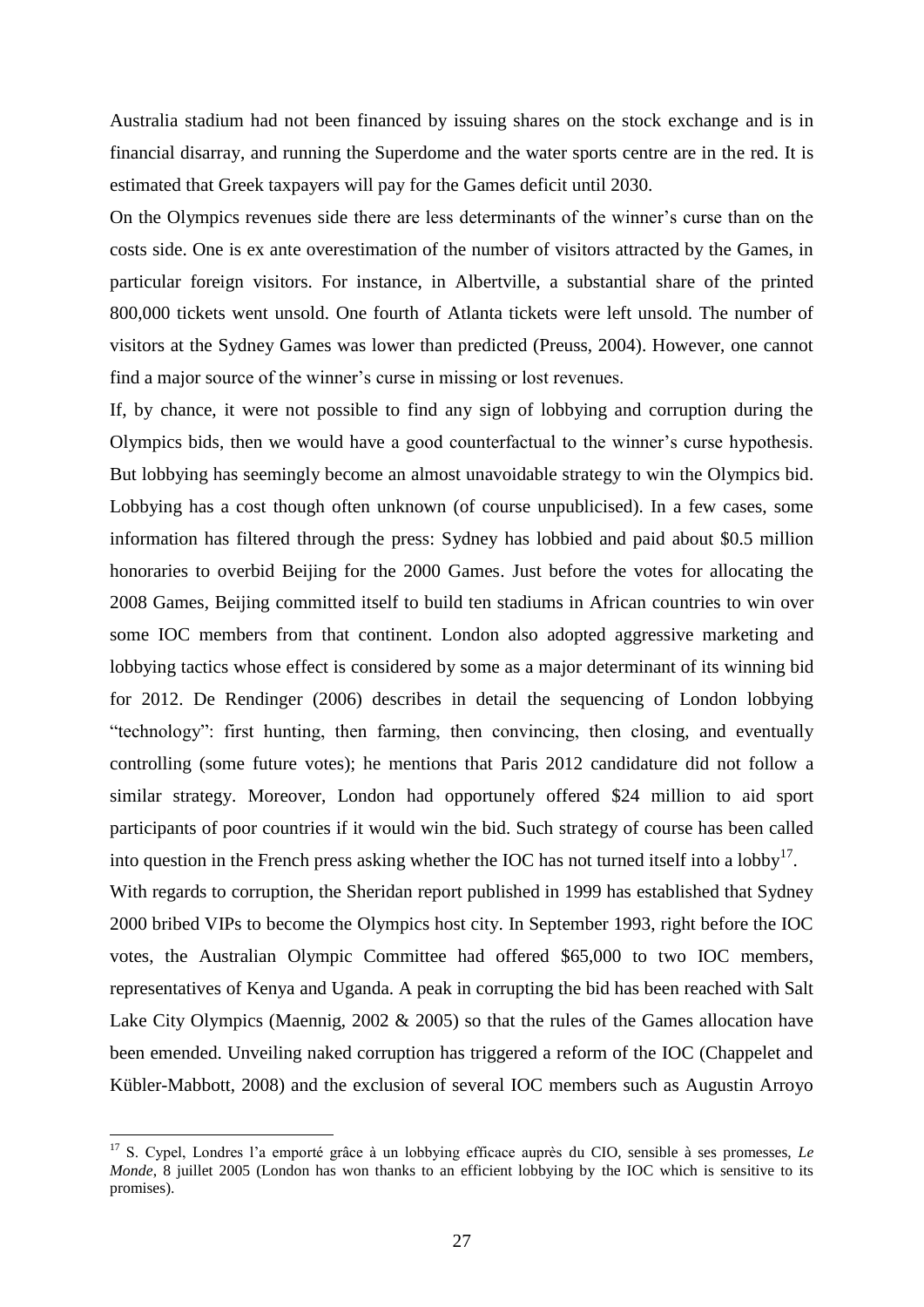Australia stadium had not been financed by issuing shares on the stock exchange and is in financial disarray, and running the Superdome and the water sports centre are in the red. It is estimated that Greek taxpayers will pay for the Games deficit until 2030.

On the Olympics revenues side there are less determinants of the winner's curse than on the costs side. One is ex ante overestimation of the number of visitors attracted by the Games, in particular foreign visitors. For instance, in Albertville, a substantial share of the printed 800,000 tickets went unsold. One fourth of Atlanta tickets were left unsold. The number of visitors at the Sydney Games was lower than predicted (Preuss, 2004). However, one cannot find a major source of the winner's curse in missing or lost revenues.

If, by chance, it were not possible to find any sign of lobbying and corruption during the Olympics bids, then we would have a good counterfactual to the winner's curse hypothesis. But lobbying has seemingly become an almost unavoidable strategy to win the Olympics bid. Lobbying has a cost though often unknown (of course unpublicised). In a few cases, some information has filtered through the press: Sydney has lobbied and paid about $0.5 million honoraries to overbid Beijing for the 2000 Games. Just before the votes for allocating the 2008 Games, Beijing committed itself to build ten stadiums in African countries to win over some IOC members from that continent. London also adopted aggressive marketing and lobbying tactics whose effect is considered by some as a major determinant of its winning bid for 2012. De Rendinger (2006) describes in detail the sequencing of London lobbying "technology": first hunting, then farming, then convincing, then closing, and eventually controlling (some future votes); he mentions that Paris 2012 candidature did not follow a similar strategy. Moreover, London had opportunely offered $24 million to aid sport participants of poor countries if it would win the bid. Such strategy of course has been called into question in the French press asking whether the IOC has not turned itself into a lobby[17].

With regards to corruption, the Sheridan report published in 1999 has established that Sydney 2000 bribed VIPs to become the Olympics host city. In September 1993, right before the IOC votes, the Australian Olympic Committee had offered $65,000 to two IOC members, representatives of Kenya and Uganda. A peak in corrupting the bid has been reached with Salt Lake City Olympics (Maennig, 2002 & 2005) so that the rules of the Games allocation have been emended. Unveiling naked corruption has triggered a reform of the IOC (Chappelet and Kübler-Mabbott, 2008) and the exclusion of several IOC members such as Augustin Arroyo

---

[17] S. Cypel, Londres l'a emporté grâce à un lobbying efficace auprès du CIO, sensible à ses promesses, *Le Monde*, 8 juillet 2005 (London has won thanks to an efficient lobbying by the IOC which is sensitive to its promises).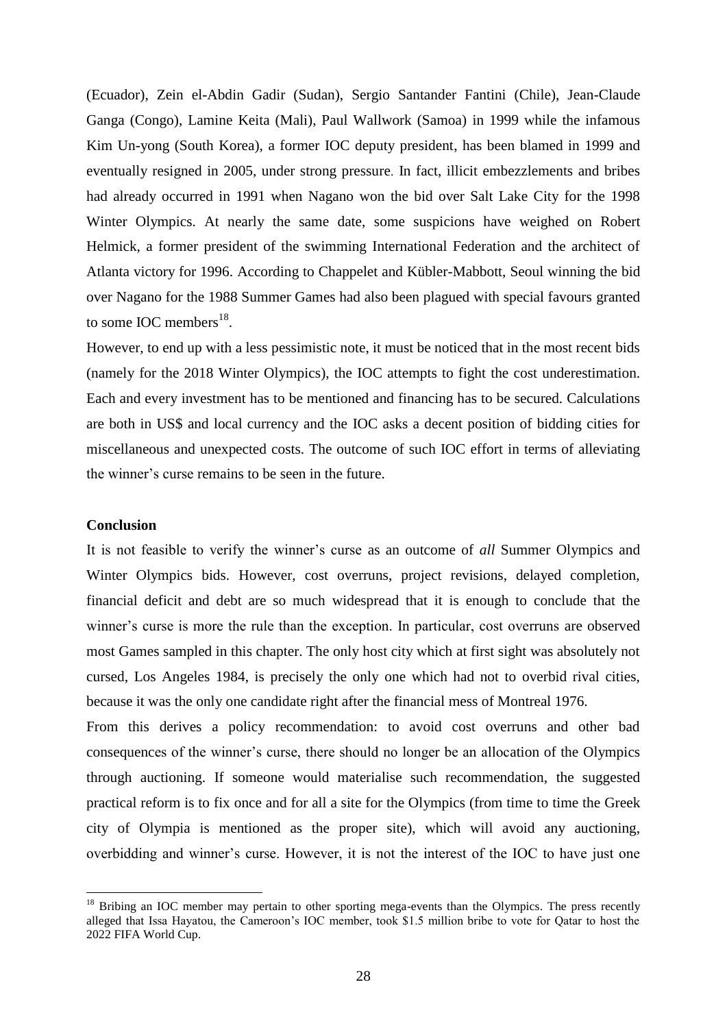(Ecuador), Zein el-Abdin Gadir (Sudan), Sergio Santander Fantini (Chile), Jean-Claude Ganga (Congo), Lamine Keita (Mali), Paul Wallwork (Samoa) in 1999 while the infamous Kim Un-yong (South Korea), a former IOC deputy president, has been blamed in 1999 and eventually resigned in 2005, under strong pressure. In fact, illicit embezzlements and bribes had already occurred in 1991 when Nagano won the bid over Salt Lake City for the 1998 Winter Olympics. At nearly the same date, some suspicions have weighed on Robert Helmick, a former president of the swimming International Federation and the architect of Atlanta victory for 1996. According to Chappelet and Kübler-Mabbott, Seoul winning the bid over Nagano for the 1988 Summer Games had also been plagued with special favours granted to some IOC members[18].

However, to end up with a less pessimistic note, it must be noticed that in the most recent bids (namely for the 2018 Winter Olympics), the IOC attempts to fight the cost underestimation. Each and every investment has to be mentioned and financing has to be secured. Calculations are both in US$ and local currency and the IOC asks a decent position of bidding cities for miscellaneous and unexpected costs. The outcome of such IOC effort in terms of alleviating the winner's curse remains to be seen in the future.

**Conclusion**

It is not feasible to verify the winner's curse as an outcome of *all* Summer Olympics and Winter Olympics bids. However, cost overruns, project revisions, delayed completion, financial deficit and debt are so much widespread that it is enough to conclude that the winner's curse is more the rule than the exception. In particular, cost overruns are observed most Games sampled in this chapter. The only host city which at first sight was absolutely not cursed, Los Angeles 1984, is precisely the only one which had not to overbid rival cities, because it was the only one candidate right after the financial mess of Montreal 1976.

From this derives a policy recommendation: to avoid cost overruns and other bad consequences of the winner's curse, there should no longer be an allocation of the Olympics through auctioning. If someone would materialise such recommendation, the suggested practical reform is to fix once and for all a site for the Olympics (from time to time the Greek city of Olympia is mentioned as the proper site), which will avoid any auctioning, overbidding and winner's curse. However, it is not the interest of the IOC to have just one

[18] Bribing an IOC member may pertain to other sporting mega-events than the Olympics. The press recently alleged that Issa Hayatou, the Cameroon's IOC member, took $1.5 million bribe to vote for Qatar to host the 2022 FIFA World Cup.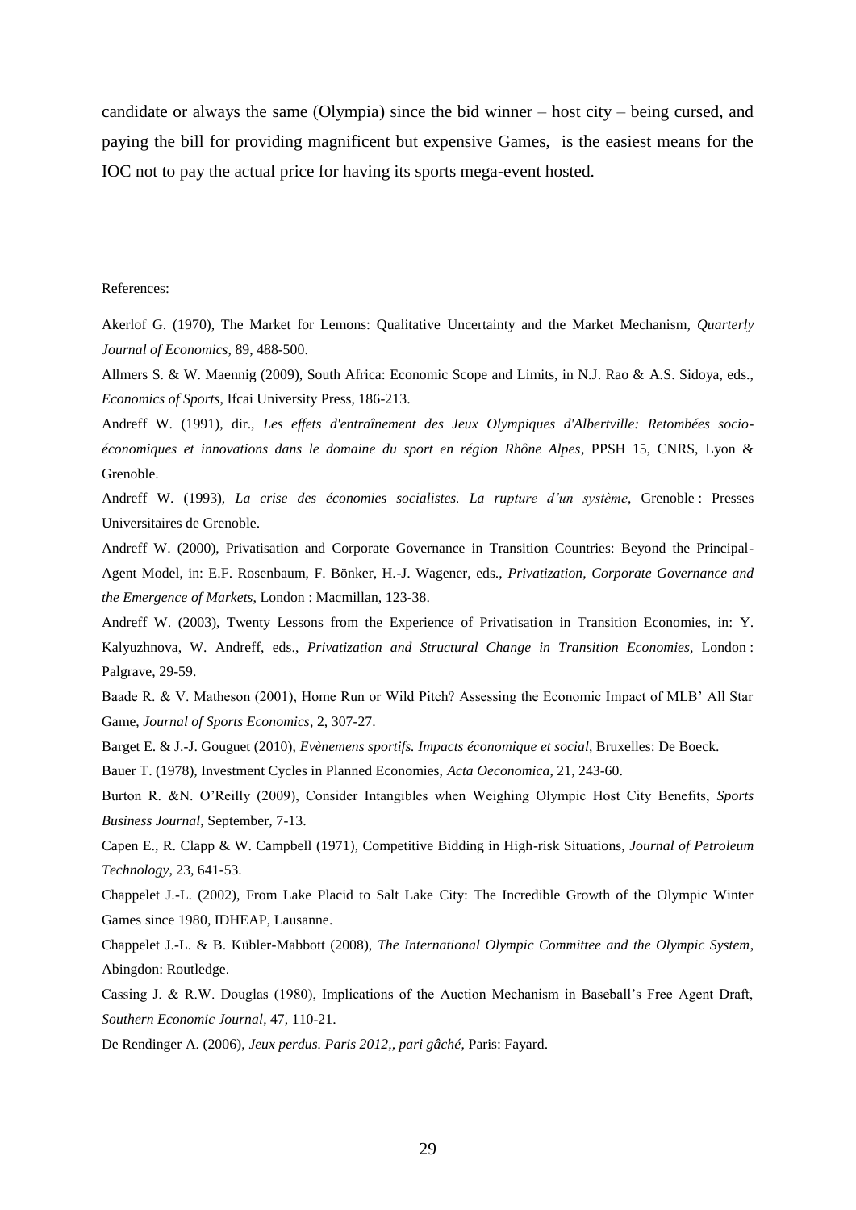candidate or always the same (Olympia) since the bid winner – host city – being cursed, and paying the bill for providing magnificent but expensive Games, is the easiest means for the IOC not to pay the actual price for having its sports mega-event hosted.

References:

Akerlof G. (1970), The Market for Lemons: Qualitative Uncertainty and the Market Mechanism, *Quarterly Journal of Economics*, 89, 488-500.

Allmers S. & W. Maennig (2009), South Africa: Economic Scope and Limits, in N.J. Rao & A.S. Sidoya, eds., *Economics of Sports*, Ifcai University Press, 186-213.

Andreff W. (1991), dir., *Les effets d'entraînement des Jeux Olympiques d'Albertville: Retombées socio-économiques et innovations dans le domaine du sport en région Rhône Alpes*, PPSH 15, CNRS, Lyon & Grenoble.

Andreff W. (1993), *La crise des économies socialistes. La rupture d'un système*, Grenoble : Presses Universitaires de Grenoble.

Andreff W. (2000), Privatisation and Corporate Governance in Transition Countries: Beyond the Principal-Agent Model, in: E.F. Rosenbaum, F. Bönker, H.-J. Wagener, eds., *Privatization, Corporate Governance and the Emergence of Markets*, London : Macmillan, 123-38.

Andreff W. (2003), Twenty Lessons from the Experience of Privatisation in Transition Economies, in: Y. Kalyuzhnova, W. Andreff, eds., *Privatization and Structural Change in Transition Economies*, London : Palgrave, 29-59.

Baade R. & V. Matheson (2001), Home Run or Wild Pitch? Assessing the Economic Impact of MLB' All Star Game, *Journal of Sports Economics*, 2, 307-27.

Barget E. & J.-J. Gouguet (2010), *Evènemens sportifs. Impacts économique et social*, Bruxelles: De Boeck.

Bauer T. (1978), Investment Cycles in Planned Economies, *Acta Oeconomica*, 21, 243-60.

Burton R. &N. O'Reilly (2009), Consider Intangibles when Weighing Olympic Host City Benefits, *Sports Business Journal*, September, 7-13.

Capen E., R. Clapp & W. Campbell (1971), Competitive Bidding in High-risk Situations, *Journal of Petroleum Technology*, 23, 641-53.

Chappelet J.-L. (2002), From Lake Placid to Salt Lake City: The Incredible Growth of the Olympic Winter Games since 1980, IDHEAP, Lausanne.

Chappelet J.-L. & B. Kübler-Mabbott (2008), *The International Olympic Committee and the Olympic System*, Abingdon: Routledge.

Cassing J. & R.W. Douglas (1980), Implications of the Auction Mechanism in Baseball's Free Agent Draft, *Southern Economic Journal*, 47, 110-21.

De Rendinger A. (2006), *Jeux perdus. Paris 2012,, pari gâché*, Paris: Fayard.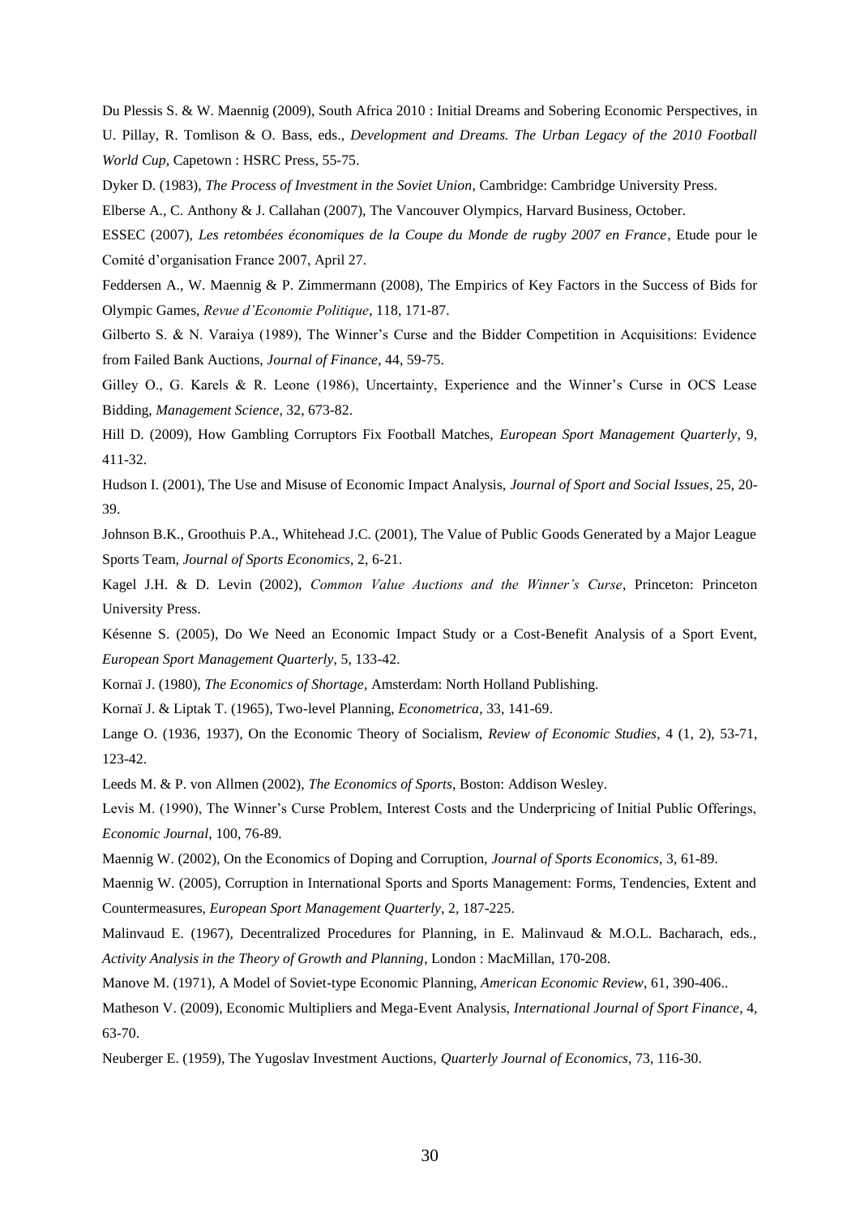Du Plessis S. & W. Maennig (2009), South Africa 2010 : Initial Dreams and Sobering Economic Perspectives, in U. Pillay, R. Tomlison & O. Bass, eds., *Development and Dreams. The Urban Legacy of the 2010 Football World Cup*, Capetown : HSRC Press, 55-75.

Dyker D. (1983), *The Process of Investment in the Soviet Union*, Cambridge: Cambridge University Press.

Elberse A., C. Anthony & J. Callahan (2007), The Vancouver Olympics, Harvard Business, October.

ESSEC (2007), *Les retombées économiques de la Coupe du Monde de rugby 2007 en France*, Etude pour le Comité d'organisation France 2007, April 27.

Feddersen A., W. Maennig & P. Zimmermann (2008), The Empirics of Key Factors in the Success of Bids for Olympic Games, *Revue d'Economie Politique*, 118, 171-87.

Gilberto S. & N. Varaiya (1989), The Winner's Curse and the Bidder Competition in Acquisitions: Evidence from Failed Bank Auctions, *Journal of Finance*, 44, 59-75.

Gilley O., G. Karels & R. Leone (1986), Uncertainty, Experience and the Winner's Curse in OCS Lease Bidding, *Management Science*, 32, 673-82.

Hill D. (2009), How Gambling Corruptors Fix Football Matches, *European Sport Management Quarterly*, 9, 411-32.

Hudson I. (2001), The Use and Misuse of Economic Impact Analysis, *Journal of Sport and Social Issues*, 25, 20-39.

Johnson B.K., Groothuis P.A., Whitehead J.C. (2001), The Value of Public Goods Generated by a Major League Sports Team, *Journal of Sports Economics*, 2, 6-21.

Kagel J.H. & D. Levin (2002), *Common Value Auctions and the Winner's Curse*, Princeton: Princeton University Press.

Késenne S. (2005), Do We Need an Economic Impact Study or a Cost-Benefit Analysis of a Sport Event, *European Sport Management Quarterly*, 5, 133-42.

Kornaï J. (1980), *The Economics of Shortage*, Amsterdam: North Holland Publishing.

Kornaï J. & Liptak T. (1965), Two-level Planning, *Econometrica*, 33, 141-69.

Lange O. (1936, 1937), On the Economic Theory of Socialism, *Review of Economic Studies*, 4 (1, 2), 53-71, 123-42.

Leeds M. & P. von Allmen (2002), *The Economics of Sports*, Boston: Addison Wesley.

Levis M. (1990), The Winner's Curse Problem, Interest Costs and the Underpricing of Initial Public Offerings, *Economic Journal*, 100, 76-89.

Maennig W. (2002), On the Economics of Doping and Corruption, *Journal of Sports Economics*, 3, 61-89.

Maennig W. (2005), Corruption in International Sports and Sports Management: Forms, Tendencies, Extent and Countermeasures, *European Sport Management Quarterly*, 2, 187-225.

Malinvaud E. (1967), Decentralized Procedures for Planning, in E. Malinvaud & M.O.L. Bacharach, eds., *Activity Analysis in the Theory of Growth and Planning*, London : MacMillan, 170-208.

Manove M. (1971), A Model of Soviet-type Economic Planning, *American Economic Review*, 61, 390-406..

Matheson V. (2009), Economic Multipliers and Mega-Event Analysis, *International Journal of Sport Finance*, 4, 63-70.

Neuberger E. (1959), The Yugoslav Investment Auctions, *Quarterly Journal of Economics*, 73, 116-30.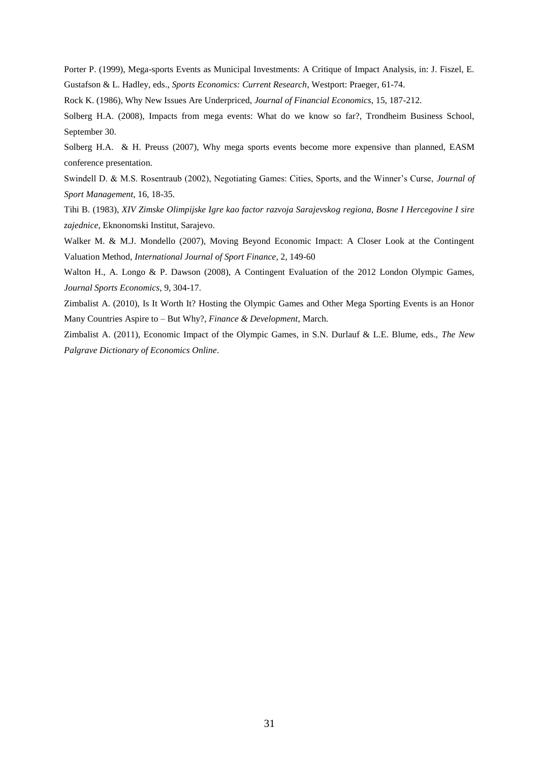Porter P. (1999), Mega-sports Events as Municipal Investments: A Critique of Impact Analysis, in: J. Fiszel, E. Gustafson & L. Hadley, eds., *Sports Economics: Current Research*, Westport: Praeger, 61-74.

Rock K. (1986), Why New Issues Are Underpriced, *Journal of Financial Economics*, 15, 187-212.

Solberg H.A. (2008), Impacts from mega events: What do we know so far?, Trondheim Business School, September 30.

Solberg H.A. & H. Preuss (2007), Why mega sports events become more expensive than planned, EASM conference presentation.

Swindell D. & M.S. Rosentraub (2002), Negotiating Games: Cities, Sports, and the Winner's Curse, *Journal of Sport Management*, 16, 18-35.

Tihi B. (1983), *XIV Zimske Olimpijske Igre kao factor razvoja Sarajevskog regiona, Bosne I Hercegovine I sire zajednice*, Eknonomski Institut, Sarajevo.

Walker M. & M.J. Mondello (2007), Moving Beyond Economic Impact: A Closer Look at the Contingent Valuation Method, *International Journal of Sport Finance*, 2, 149-60

Walton H., A. Longo & P. Dawson (2008), A Contingent Evaluation of the 2012 London Olympic Games, *Journal Sports Economics*, 9, 304-17.

Zimbalist A. (2010), Is It Worth It? Hosting the Olympic Games and Other Mega Sporting Events is an Honor Many Countries Aspire to – But Why?, *Finance & Development*, March.

Zimbalist A. (2011), Economic Impact of the Olympic Games, in S.N. Durlauf & L.E. Blume, eds., *The New Palgrave Dictionary of Economics Online*.